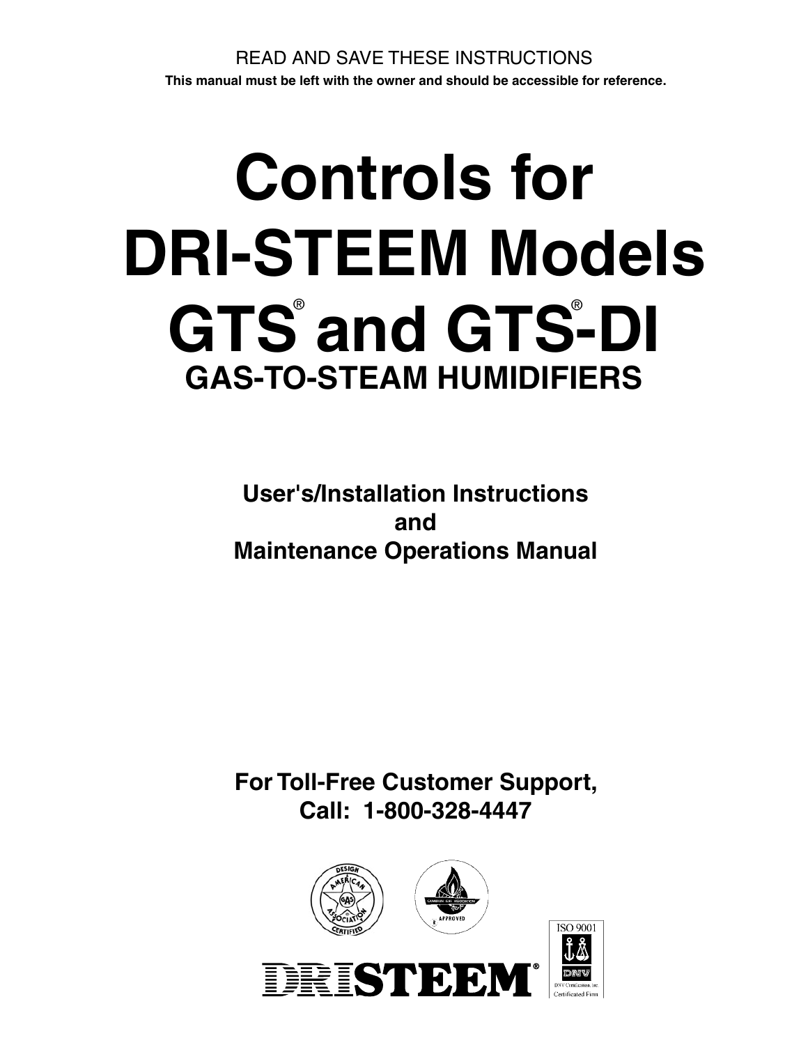READ AND SAVE THESE INSTRUCTIONS

**This manual must be left with the owner and should be accessible for reference.**

# Controls for DRI-STEEM Models GTS® and GTS®-DI

## GAS-TO-STEAM HUMIDIFIERS

**User's/Installation Instructions**
**and**
**Maintenance Operations Manual**

**For Toll-Free Customer Support,**
**Call: 1-800-328-4447**

DRISTEEM®

ISO 9001
DNV Certification, Inc
Certificated Firm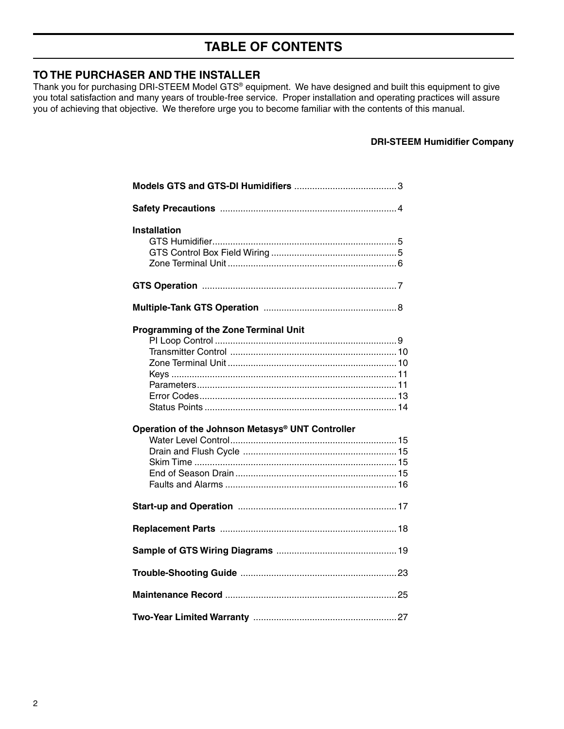# TABLE OF CONTENTS

## TO THE PURCHASER AND THE INSTALLER

Thank you for purchasing DRI-STEEM Model GTS® equipment. We have designed and built this equipment to give you total satisfaction and many years of trouble-free service. Proper installation and operating practices will assure you of achieving that objective. We therefore urge you to become familiar with the contents of this manual.

**DRI-STEEM Humidifier Company**

**Models GTS and GTS-DI Humidifiers** ........................................ 3

**Safety Precautions** .................................................................... 4

**Installation**
- GTS Humidifier ........................................................................ 5
- GTS Control Box Field Wiring ................................................ 5
- Zone Terminal Unit .................................................................. 6

**GTS Operation** ........................................................................... 7

**Multiple-Tank GTS Operation** ................................................... 8

**Programming of the Zone Terminal Unit**
- PI Loop Control ....................................................................... 9
- Transmitter Control ................................................................. 10
- Zone Terminal Unit .................................................................. 10
- Keys ........................................................................................ 11
- Parameters .............................................................................. 11
- Error Codes ............................................................................. 13
- Status Points ........................................................................... 14

**Operation of the Johnson Metasys® UNT Controller**
- Water Level Control ................................................................. 15
- Drain and Flush Cycle ............................................................ 15
- Skim Time ............................................................................... 15
- End of Season Drain ............................................................... 15
- Faults and Alarms ................................................................... 16

**Start-up and Operation** ............................................................. 17

**Replacement Parts** .................................................................... 18

**Sample of GTS Wiring Diagrams** .............................................. 19

**Trouble-Shooting Guide** ............................................................ 23

**Maintenance Record** .................................................................. 25

**Two-Year Limited Warranty** ........................................................ 27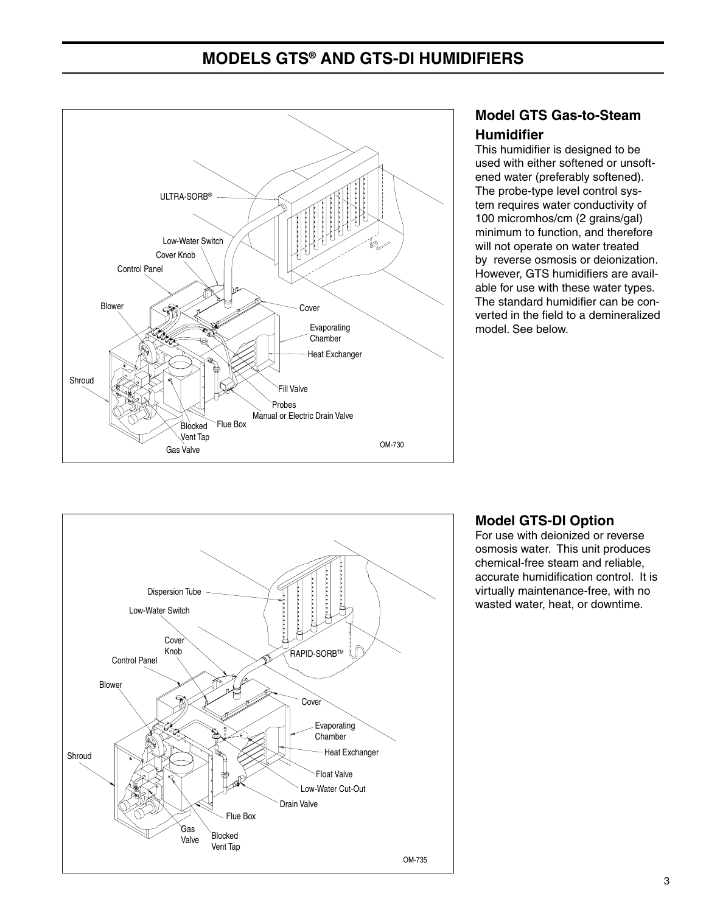# MODELS GTS® AND GTS-DI HUMIDIFIERS

ULTRA-SORB®

Low-Water Switch

Cover Knob

Control Panel

Blower

Cover

Evaporating Chamber

Heat Exchanger

Shroud

Fill Valve

Probes

Manual or Electric Drain Valve

Blocked Vent Tap

Flue Box

Gas Valve

OM-730

## Model GTS Gas-to-Steam Humidifier

This humidifier is designed to be used with either softened or unsoftened water (preferably softened). The probe-type level control system requires water conductivity of 100 micromhos/cm (2 grains/gal) minimum to function, and therefore will not operate on water treated by reverse osmosis or deionization. However, GTS humidifiers are available for use with these water types. The standard humidifier can be converted in the field to a demineralized model. See below.

Dispersion Tube

Low-Water Switch

Cover Knob

Control Panel

RAPID-SORB™

Blower

Cover

Evaporating Chamber

Heat Exchanger

Shroud

Float Valve

Low-Water Cut-Out

Drain Valve

Flue Box

Gas Valve

Blocked Vent Tap

OM-735

## Model GTS-DI Option

For use with deionized or reverse osmosis water. This unit produces chemical-free steam and reliable, accurate humidification control. It is virtually maintenance-free, with no wasted water, heat, or downtime.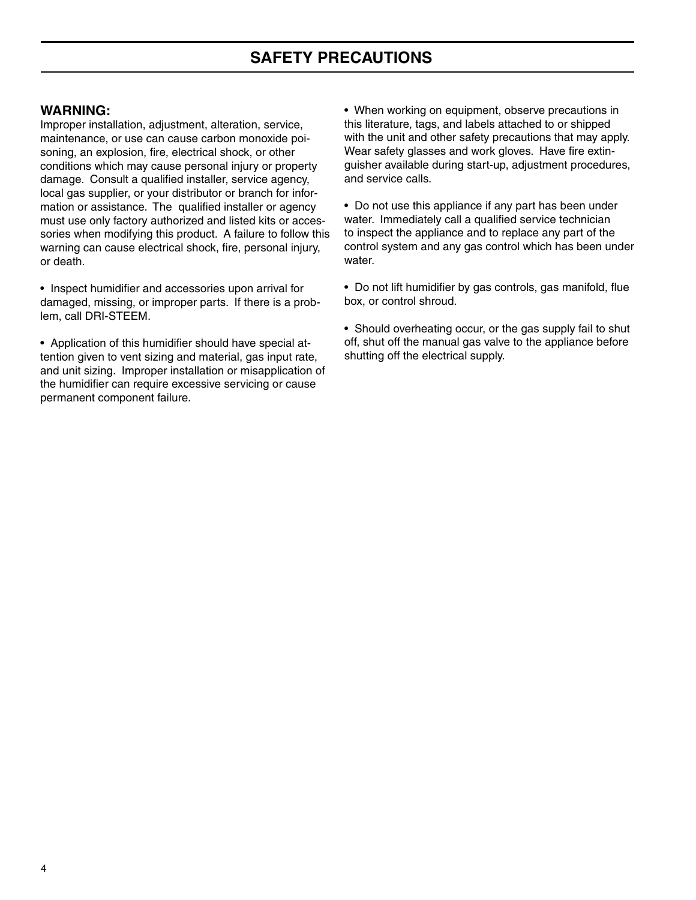# SAFETY PRECAUTIONS

## WARNING:

Improper installation, adjustment, alteration, service, maintenance, or use can cause carbon monoxide poisoning, an explosion, fire, electrical shock, or other conditions which may cause personal injury or property damage. Consult a qualified installer, service agency, local gas supplier, or your distributor or branch for information or assistance. The qualified installer or agency must use only factory authorized and listed kits or accessories when modifying this product. A failure to follow this warning can cause electrical shock, fire, personal injury, or death.

- Inspect humidifier and accessories upon arrival for damaged, missing, or improper parts. If there is a problem, call DRI-STEEM.

- Application of this humidifier should have special attention given to vent sizing and material, gas input rate, and unit sizing. Improper installation or misapplication of the humidifier can require excessive servicing or cause permanent component failure.

- When working on equipment, observe precautions in this literature, tags, and labels attached to or shipped with the unit and other safety precautions that may apply. Wear safety glasses and work gloves. Have fire extinguisher available during start-up, adjustment procedures, and service calls.

- Do not use this appliance if any part has been under water. Immediately call a qualified service technician to inspect the appliance and to replace any part of the control system and any gas control which has been under water.

- Do not lift humidifier by gas controls, gas manifold, flue box, or control shroud.

- Should overheating occur, or the gas supply fail to shut off, shut off the manual gas valve to the appliance before shutting off the electrical supply.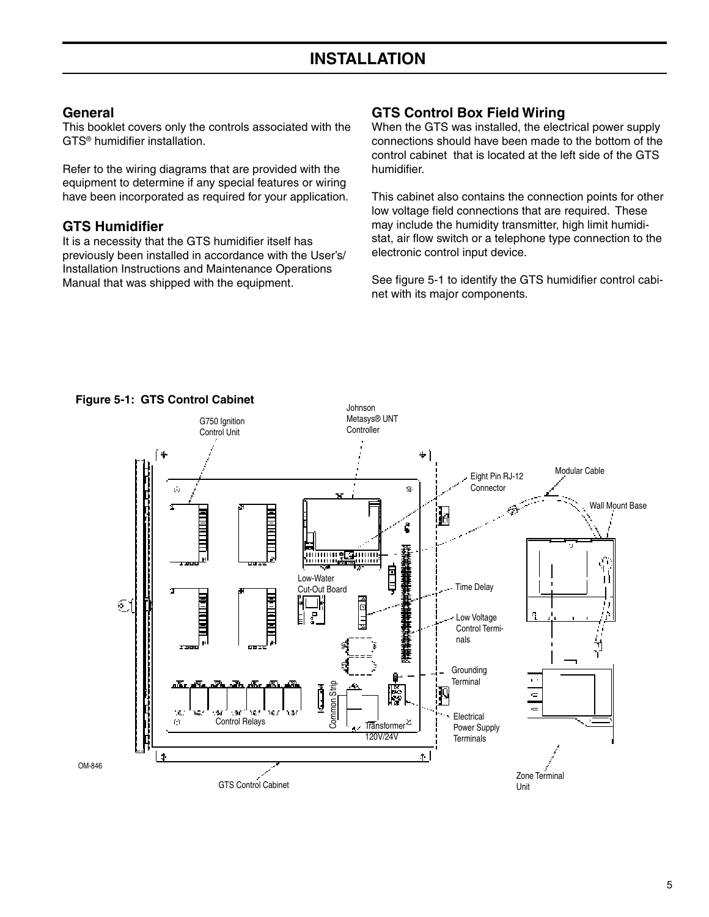# INSTALLATION

## General

This booklet covers only the controls associated with the GTS® humidifier installation.

Refer to the wiring diagrams that are provided with the equipment to determine if any special features or wiring have been incorporated as required for your application.

## GTS Humidifier

It is a necessity that the GTS humidifier itself has previously been installed in accordance with the User's/ Installation Instructions and Maintenance Operations Manual that was shipped with the equipment.

## GTS Control Box Field Wiring

When the GTS was installed, the electrical power supply connections should have been made to the bottom of the control cabinet that is located at the left side of the GTS humidifier.

This cabinet also contains the connection points for other low voltage field connections that are required. These may include the humidity transmitter, high limit humidistat, air flow switch or a telephone type connection to the electronic control input device.

See figure 5-1 to identify the GTS humidifier control cabinet with its major components.

**Figure 5-1: GTS Control Cabinet**

G750 Ignition Control Unit
Johnson Metasys® UNT Controller
Eight Pin RJ-12 Connector
Modular Cable
Wall Mount Base
Low-Water Cut-Out Board
Time Delay
Low Voltage Control Terminals
Grounding Terminal
Common Strip
Control Relays
Transformer 120V/24V
Electrical Power Supply Terminals
Zone Terminal Unit
GTS Control Cabinet
OM-846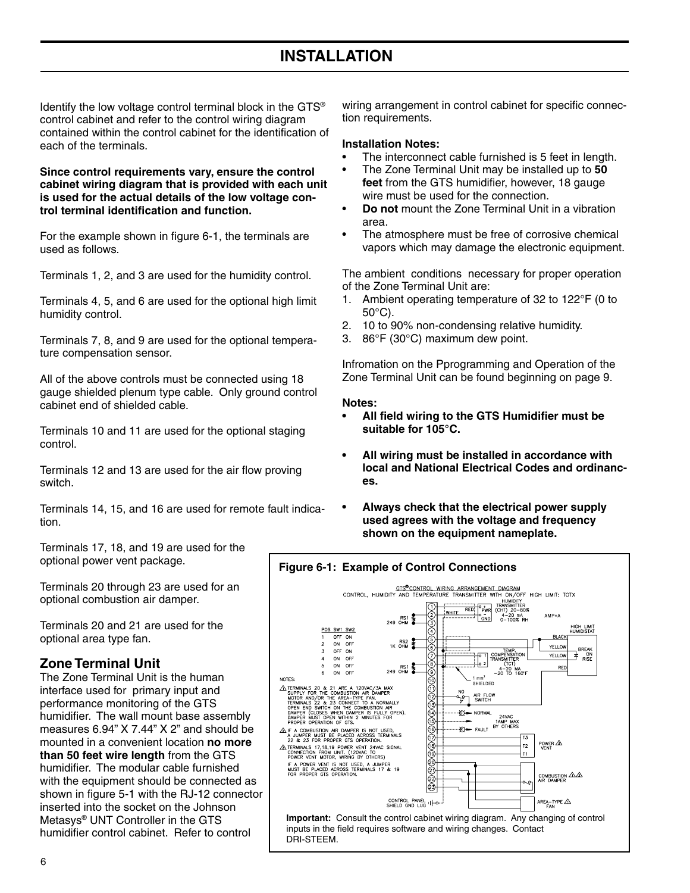# INSTALLATION

Identify the low voltage control terminal block in the GTS® control cabinet and refer to the control wiring diagram contained within the control cabinet for the identification of each of the terminals.

**Since control requirements vary, ensure the control cabinet wiring diagram that is provided with each unit is used for the actual details of the low voltage control terminal identification and function.**

For the example shown in figure 6-1, the terminals are used as follows.

Terminals 1, 2, and 3 are used for the humidity control.

Terminals 4, 5, and 6 are used for the optional high limit humidity control.

Terminals 7, 8, and 9 are used for the optional temperature compensation sensor.

All of the above controls must be connected using 18 gauge shielded plenum type cable. Only ground control cabinet end of shielded cable.

Terminals 10 and 11 are used for the optional staging control.

Terminals 12 and 13 are used for the air flow proving switch.

Terminals 14, 15, and 16 are used for remote fault indication.

Terminals 17, 18, and 19 are used for the optional power vent package.

Terminals 20 through 23 are used for an optional combustion air damper.

Terminals 20 and 21 are used for the optional area type fan.

## Zone Terminal Unit

The Zone Terminal Unit is the human interface used for primary input and performance monitoring of the GTS humidifier. The wall mount base assembly measures 6.94" X 7.44" X 2" and should be mounted in a convenient location **no more than 50 feet wire length** from the GTS humidifier. The modular cable furnished with the equipment should be connected as shown in figure 5-1 with the RJ-12 connector inserted into the socket on the Johnson Metasys® UNT Controller in the GTS humidifier control cabinet. Refer to control wiring arrangement in control cabinet for specific connection requirements.

**Installation Notes:**

- The interconnect cable furnished is 5 feet in length.
- The Zone Terminal Unit may be installed up to **50 feet** from the GTS humidifier, however, 18 gauge wire must be used for the connection.
- **Do not** mount the Zone Terminal Unit in a vibration area.
- The atmosphere must be free of corrosive chemical vapors which may damage the electronic equipment.

The ambient conditions necessary for proper operation of the Zone Terminal Unit are:

1. Ambient operating temperature of 32 to 122°F (0 to 50°C).
2. 10 to 90% non-condensing relative humidity.
3. 86°F (30°C) maximum dew point.

Infromation on the Pprogramming and Operation of the Zone Terminal Unit can be found beginning on page 9.

**Notes:**

- **All field wiring to the GTS Humidifier must be suitable for 105°C.**
- **All wiring must be installed in accordance with local and National Electrical Codes and ordinances.**
- **Always check that the electrical power supply used agrees with the voltage and frequency shown on the equipment nameplate.**

**Figure 6-1: Example of Control Connections**

GTS® CONTROL WIRING ARRANGEMENT DIAGRAM
CONTROL, HUMIDITY AND TEMPERATURE TRANSMITTER WITH ON/OFF HIGH LIMIT: TOTX

| POS | SW1 | SW2 |
|---|---|---|
| 1 | OFF | ON |
| 2 | ON | OFF |
| 3 | OFF | ON |
| 4 | ON | OFF |
| 5 | ON | OFF |
| 6 | ON | OFF |

NOTES:

1. TERMINALS 20 & 21 ARE A 120VAC/3A MAX SUPPLY FOR THE COMBUSTION AIR DAMPER MOTOR AND/OR THE AREA-TYPE FAN. TERMINALS 22 & 23 CONNECT TO A NORMALLY OPEN END SWITCH ON THE COMBUSTION AIR DAMPER (CLOSES WHEN DAMPER IS FULLY OPEN). DAMPER MUST OPEN WITHIN 2 MINUTES FOR PROPER OPERATION OF GTS.
2. IF A COMBUSTION AIR DAMPER IS NOT USED, A JUMPER MUST BE PLACED ACROSS TERMINALS 22 & 23 FOR PROPER GTS OPERATION.
3. TERMINALS 17,18,19 POWER VENT 24VAC SIGNAL CONNECTION FROM UNIT. (120VAC TO POWER VENT MOTOR, WIRING BY OTHERS)
   IF A POWER VENT IS NOT USED, A JUMPER MUST BE PLACED ACROSS TERMINALS 17 & 19 FOR PROPER GTS OPERATION.

**Important:** Consult the control cabinet wiring diagram. Any changing of control inputs in the field requires software and wiring changes. Contact DRI-STEEM.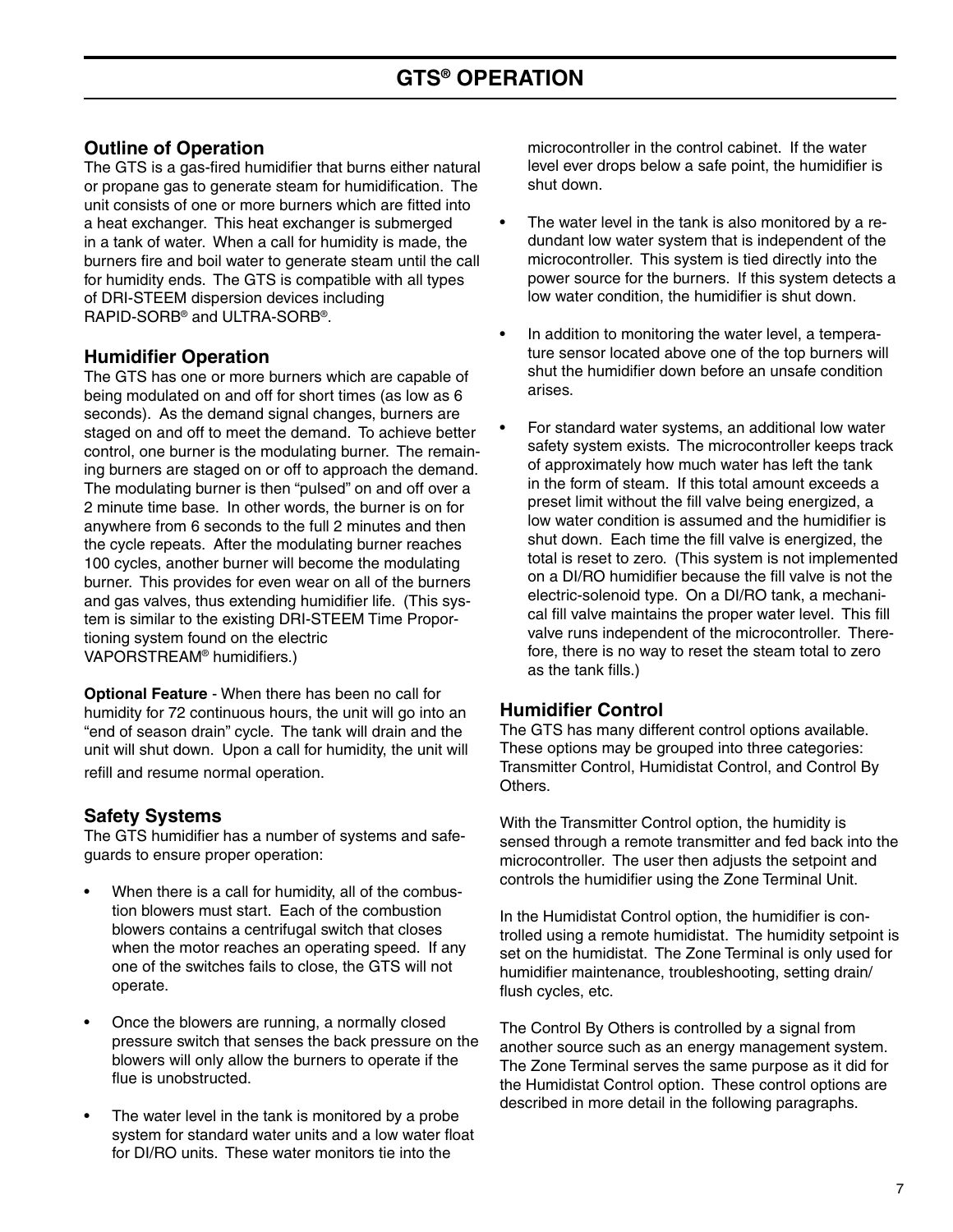# GTS® OPERATION

## Outline of Operation

The GTS is a gas-fired humidifier that burns either natural or propane gas to generate steam for humidification. The unit consists of one or more burners which are fitted into a heat exchanger. This heat exchanger is submerged in a tank of water. When a call for humidity is made, the burners fire and boil water to generate steam until the call for humidity ends. The GTS is compatible with all types of DRI-STEEM dispersion devices including RAPID-SORB® and ULTRA-SORB®.

## Humidifier Operation

The GTS has one or more burners which are capable of being modulated on and off for short times (as low as 6 seconds). As the demand signal changes, burners are staged on and off to meet the demand. To achieve better control, one burner is the modulating burner. The remaining burners are staged on or off to approach the demand. The modulating burner is then "pulsed" on and off over a 2 minute time base. In other words, the burner is on for anywhere from 6 seconds to the full 2 minutes and then the cycle repeats. After the modulating burner reaches 100 cycles, another burner will become the modulating burner. This provides for even wear on all of the burners and gas valves, thus extending humidifier life. (This system is similar to the existing DRI-STEEM Time Proportioning system found on the electric VAPORSTREAM® humidifiers.)

**Optional Feature** - When there has been no call for humidity for 72 continuous hours, the unit will go into an "end of season drain" cycle. The tank will drain and the unit will shut down. Upon a call for humidity, the unit will refill and resume normal operation.

## Safety Systems

The GTS humidifier has a number of systems and safeguards to ensure proper operation:

- When there is a call for humidity, all of the combustion blowers must start. Each of the combustion blowers contains a centrifugal switch that closes when the motor reaches an operating speed. If any one of the switches fails to close, the GTS will not operate.
- Once the blowers are running, a normally closed pressure switch that senses the back pressure on the blowers will only allow the burners to operate if the flue is unobstructed.
- The water level in the tank is monitored by a probe system for standard water units and a low water float for DI/RO units. These water monitors tie into the microcontroller in the control cabinet. If the water level ever drops below a safe point, the humidifier is shut down.
- The water level in the tank is also monitored by a redundant low water system that is independent of the microcontroller. This system is tied directly into the power source for the burners. If this system detects a low water condition, the humidifier is shut down.
- In addition to monitoring the water level, a temperature sensor located above one of the top burners will shut the humidifier down before an unsafe condition arises.
- For standard water systems, an additional low water safety system exists. The microcontroller keeps track of approximately how much water has left the tank in the form of steam. If this total amount exceeds a preset limit without the fill valve being energized, a low water condition is assumed and the humidifier is shut down. Each time the fill valve is energized, the total is reset to zero. (This system is not implemented on a DI/RO humidifier because the fill valve is not the electric-solenoid type. On a DI/RO tank, a mechanical fill valve maintains the proper water level. This fill valve runs independent of the microcontroller. Therefore, there is no way to reset the steam total to zero as the tank fills.)

## Humidifier Control

The GTS has many different control options available. These options may be grouped into three categories: Transmitter Control, Humidistat Control, and Control By Others.

With the Transmitter Control option, the humidity is sensed through a remote transmitter and fed back into the microcontroller. The user then adjusts the setpoint and controls the humidifier using the Zone Terminal Unit.

In the Humidistat Control option, the humidifier is controlled using a remote humidistat. The humidity setpoint is set on the humidistat. The Zone Terminal is only used for humidifier maintenance, troubleshooting, setting drain/flush cycles, etc.

The Control By Others is controlled by a signal from another source such as an energy management system. The Zone Terminal serves the same purpose as it did for the Humidistat Control option. These control options are described in more detail in the following paragraphs.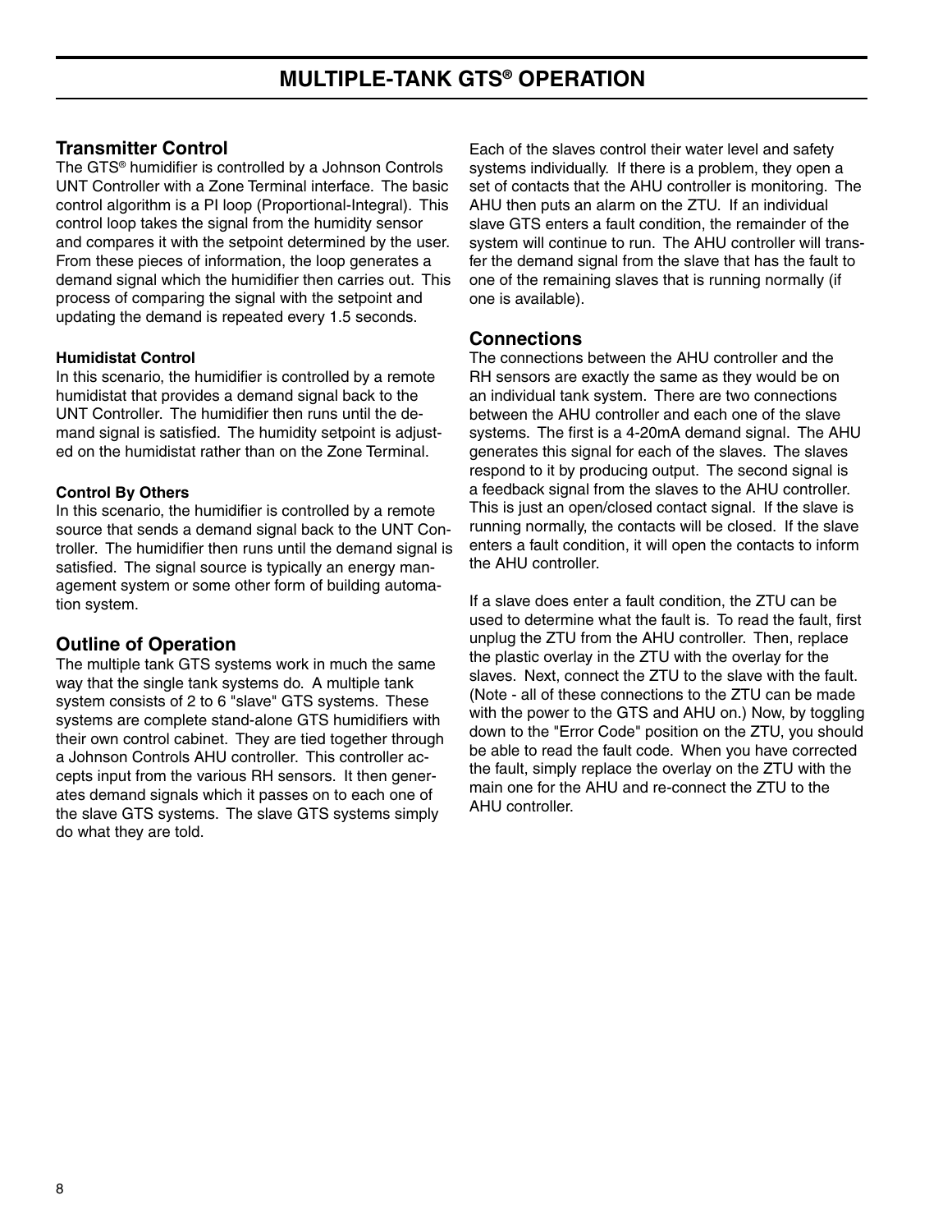# MULTIPLE-TANK GTS® OPERATION

## Transmitter Control

The GTS® humidifier is controlled by a Johnson Controls UNT Controller with a Zone Terminal interface. The basic control algorithm is a PI loop (Proportional-Integral). This control loop takes the signal from the humidity sensor and compares it with the setpoint determined by the user. From these pieces of information, the loop generates a demand signal which the humidifier then carries out. This process of comparing the signal with the setpoint and updating the demand is repeated every 1.5 seconds.

### Humidistat Control

In this scenario, the humidifier is controlled by a remote humidistat that provides a demand signal back to the UNT Controller. The humidifier then runs until the demand signal is satisfied. The humidity setpoint is adjusted on the humidistat rather than on the Zone Terminal.

### Control By Others

In this scenario, the humidifier is controlled by a remote source that sends a demand signal back to the UNT Controller. The humidifier then runs until the demand signal is satisfied. The signal source is typically an energy management system or some other form of building automation system.

## Outline of Operation

The multiple tank GTS systems work in much the same way that the single tank systems do. A multiple tank system consists of 2 to 6 "slave" GTS systems. These systems are complete stand-alone GTS humidifiers with their own control cabinet. They are tied together through a Johnson Controls AHU controller. This controller accepts input from the various RH sensors. It then generates demand signals which it passes on to each one of the slave GTS systems. The slave GTS systems simply do what they are told.

Each of the slaves control their water level and safety systems individually. If there is a problem, they open a set of contacts that the AHU controller is monitoring. The AHU then puts an alarm on the ZTU. If an individual slave GTS enters a fault condition, the remainder of the system will continue to run. The AHU controller will transfer the demand signal from the slave that has the fault to one of the remaining slaves that is running normally (if one is available).

## Connections

The connections between the AHU controller and the RH sensors are exactly the same as they would be on an individual tank system. There are two connections between the AHU controller and each one of the slave systems. The first is a 4-20mA demand signal. The AHU generates this signal for each of the slaves. The slaves respond to it by producing output. The second signal is a feedback signal from the slaves to the AHU controller. This is just an open/closed contact signal. If the slave is running normally, the contacts will be closed. If the slave enters a fault condition, it will open the contacts to inform the AHU controller.

If a slave does enter a fault condition, the ZTU can be used to determine what the fault is. To read the fault, first unplug the ZTU from the AHU controller. Then, replace the plastic overlay in the ZTU with the overlay for the slaves. Next, connect the ZTU to the slave with the fault. (Note - all of these connections to the ZTU can be made with the power to the GTS and AHU on.) Now, by toggling down to the "Error Code" position on the ZTU, you should be able to read the fault code. When you have corrected the fault, simply replace the overlay on the ZTU with the main one for the AHU and re-connect the ZTU to the AHU controller.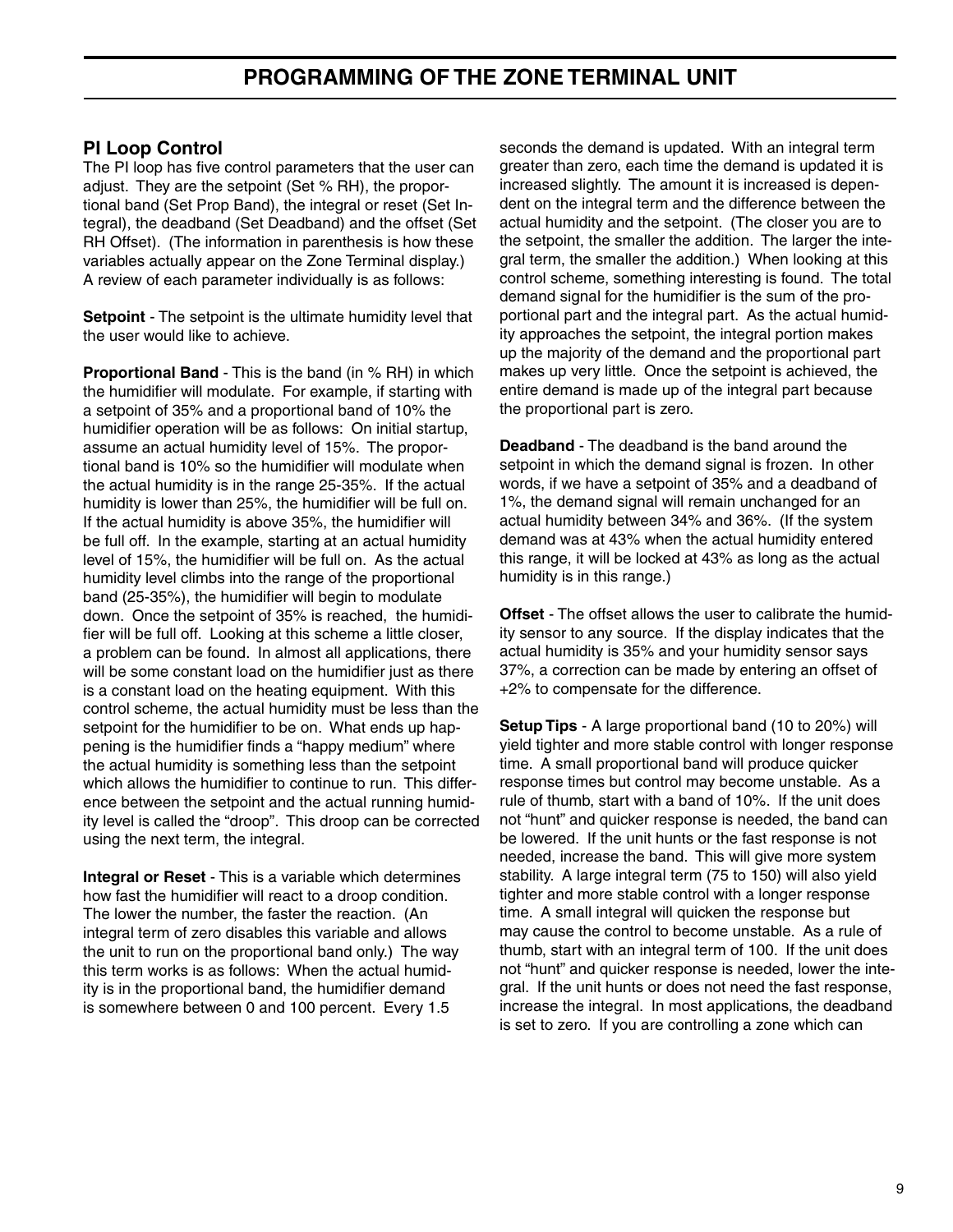# PROGRAMMING OF THE ZONE TERMINAL UNIT

## PI Loop Control

The PI loop has five control parameters that the user can adjust. They are the setpoint (Set % RH), the proportional band (Set Prop Band), the integral or reset (Set Integral), the deadband (Set Deadband) and the offset (Set RH Offset). (The information in parenthesis is how these variables actually appear on the Zone Terminal display.) A review of each parameter individually is as follows:

**Setpoint** - The setpoint is the ultimate humidity level that the user would like to achieve.

**Proportional Band** - This is the band (in % RH) in which the humidifier will modulate. For example, if starting with a setpoint of 35% and a proportional band of 10% the humidifier operation will be as follows: On initial startup, assume an actual humidity level of 15%. The proportional band is 10% so the humidifier will modulate when the actual humidity is in the range 25-35%. If the actual humidity is lower than 25%, the humidifier will be full on. If the actual humidity is above 35%, the humidifier will be full off. In the example, starting at an actual humidity level of 15%, the humidifier will be full on. As the actual humidity level climbs into the range of the proportional band (25-35%), the humidifier will begin to modulate down. Once the setpoint of 35% is reached, the humidifier will be full off. Looking at this scheme a little closer, a problem can be found. In almost all applications, there will be some constant load on the humidifier just as there is a constant load on the heating equipment. With this control scheme, the actual humidity must be less than the setpoint for the humidifier to be on. What ends up happening is the humidifier finds a "happy medium" where the actual humidity is something less than the setpoint which allows the humidifier to continue to run. This difference between the setpoint and the actual running humidity level is called the "droop". This droop can be corrected using the next term, the integral.

**Integral or Reset** - This is a variable which determines how fast the humidifier will react to a droop condition. The lower the number, the faster the reaction. (An integral term of zero disables this variable and allows the unit to run on the proportional band only.) The way this term works is as follows: When the actual humidity is in the proportional band, the humidifier demand is somewhere between 0 and 100 percent. Every 1.5 seconds the demand is updated. With an integral term greater than zero, each time the demand is updated it is increased slightly. The amount it is increased is dependent on the integral term and the difference between the actual humidity and the setpoint. (The closer you are to the setpoint, the smaller the addition. The larger the integral term, the smaller the addition.) When looking at this control scheme, something interesting is found. The total demand signal for the humidifier is the sum of the proportional part and the integral part. As the actual humidity approaches the setpoint, the integral portion makes up the majority of the demand and the proportional part makes up very little. Once the setpoint is achieved, the entire demand is made up of the integral part because the proportional part is zero.

**Deadband** - The deadband is the band around the setpoint in which the demand signal is frozen. In other words, if we have a setpoint of 35% and a deadband of 1%, the demand signal will remain unchanged for an actual humidity between 34% and 36%. (If the system demand was at 43% when the actual humidity entered this range, it will be locked at 43% as long as the actual humidity is in this range.)

**Offset** - The offset allows the user to calibrate the humidity sensor to any source. If the display indicates that the actual humidity is 35% and your humidity sensor says 37%, a correction can be made by entering an offset of +2% to compensate for the difference.

**Setup Tips** - A large proportional band (10 to 20%) will yield tighter and more stable control with longer response time. A small proportional band will produce quicker response times but control may become unstable. As a rule of thumb, start with a band of 10%. If the unit does not "hunt" and quicker response is needed, the band can be lowered. If the unit hunts or the fast response is not needed, increase the band. This will give more system stability. A large integral term (75 to 150) will also yield tighter and more stable control with a longer response time. A small integral will quicken the response but may cause the control to become unstable. As a rule of thumb, start with an integral term of 100. If the unit does not "hunt" and quicker response is needed, lower the integral. If the unit hunts or does not need the fast response, increase the integral. In most applications, the deadband is set to zero. If you are controlling a zone which can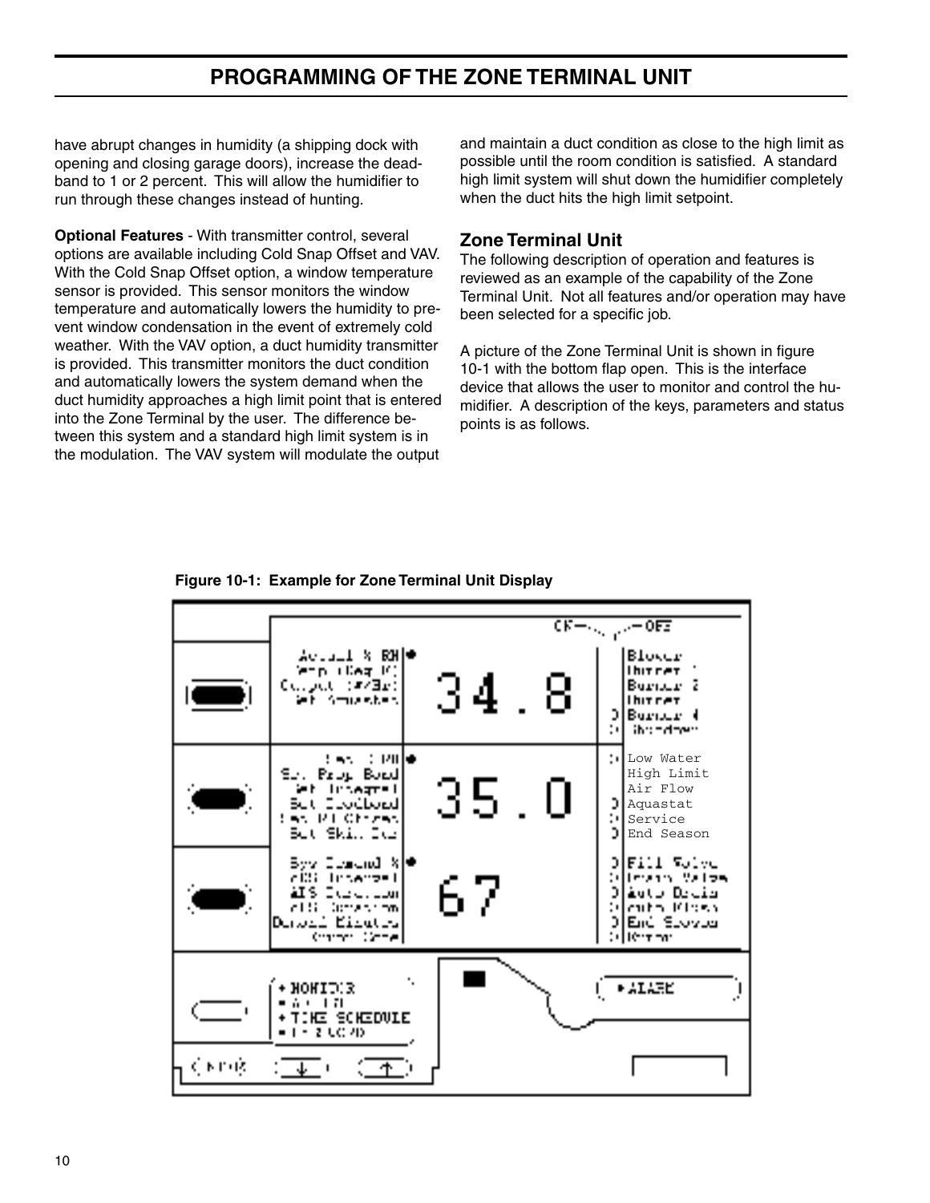# PROGRAMMING OF THE ZONE TERMINAL UNIT

have abrupt changes in humidity (a shipping dock with opening and closing garage doors), increase the deadband to 1 or 2 percent. This will allow the humidifier to run through these changes instead of hunting.

**Optional Features** - With transmitter control, several options are available including Cold Snap Offset and VAV. With the Cold Snap Offset option, a window temperature sensor is provided. This sensor monitors the window temperature and automatically lowers the humidity to prevent window condensation in the event of extremely cold weather. With the VAV option, a duct humidity transmitter is provided. This transmitter monitors the duct condition and automatically lowers the system demand when the duct humidity approaches a high limit point that is entered into the Zone Terminal by the user. The difference between this system and a standard high limit system is in the modulation. The VAV system will modulate the output and maintain a duct condition as close to the high limit as possible until the room condition is satisfied. A standard high limit system will shut down the humidifier completely when the duct hits the high limit setpoint.

## Zone Terminal Unit

The following description of operation and features is reviewed as an example of the capability of the Zone Terminal Unit. Not all features and/or operation may have been selected for a specific job.

A picture of the Zone Terminal Unit is shown in figure 10-1 with the bottom flap open. This is the interface device that allows the user to monitor and control the humidifier. A description of the keys, parameters and status points is as follows.

**Figure 10-1: Example for Zone Terminal Unit Display**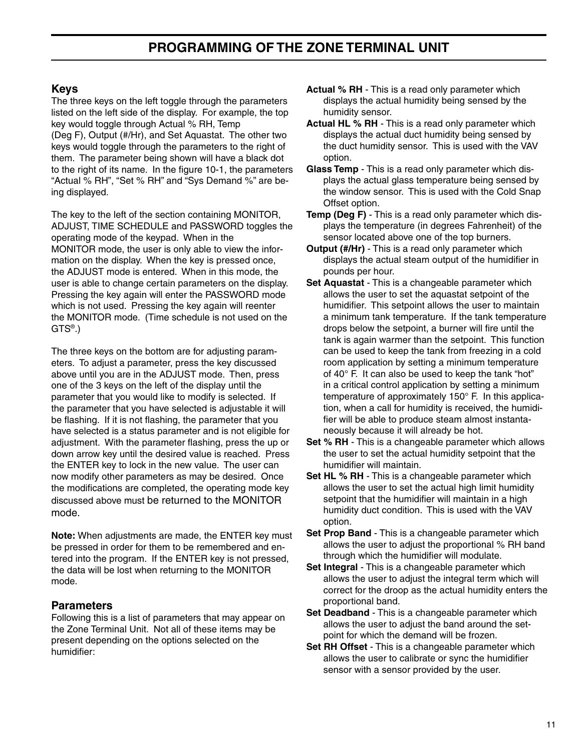# PROGRAMMING OF THE ZONE TERMINAL UNIT

## Keys

The three keys on the left toggle through the parameters listed on the left side of the display. For example, the top key would toggle through Actual % RH, Temp (Deg F), Output (#/Hr), and Set Aquastat. The other two keys would toggle through the parameters to the right of them. The parameter being shown will have a black dot to the right of its name. In the figure 10-1, the parameters "Actual % RH", "Set % RH" and "Sys Demand %" are being displayed.

The key to the left of the section containing MONITOR, ADJUST, TIME SCHEDULE and PASSWORD toggles the operating mode of the keypad. When in the MONITOR mode, the user is only able to view the information on the display. When the key is pressed once, the ADJUST mode is entered. When in this mode, the user is able to change certain parameters on the display. Pressing the key again will enter the PASSWORD mode which is not used. Pressing the key again will reenter the MONITOR mode. (Time schedule is not used on the GTS®.)

The three keys on the bottom are for adjusting parameters. To adjust a parameter, press the key discussed above until you are in the ADJUST mode. Then, press one of the 3 keys on the left of the display until the parameter that you would like to modify is selected. If the parameter that you have selected is adjustable it will be flashing. If it is not flashing, the parameter that you have selected is a status parameter and is not eligible for adjustment. With the parameter flashing, press the up or down arrow key until the desired value is reached. Press the ENTER key to lock in the new value. The user can now modify other parameters as may be desired. Once the modifications are completed, the operating mode key discussed above must be returned to the MONITOR mode.

**Note:** When adjustments are made, the ENTER key must be pressed in order for them to be remembered and entered into the program. If the ENTER key is not pressed, the data will be lost when returning to the MONITOR mode.

## Parameters

Following this is a list of parameters that may appear on the Zone Terminal Unit. Not all of these items may be present depending on the options selected on the humidifier:

**Actual % RH** - This is a read only parameter which displays the actual humidity being sensed by the humidity sensor.

**Actual HL % RH** - This is a read only parameter which displays the actual duct humidity being sensed by the duct humidity sensor. This is used with the VAV option.

**Glass Temp** - This is a read only parameter which displays the actual glass temperature being sensed by the window sensor. This is used with the Cold Snap Offset option.

**Temp (Deg F)** - This is a read only parameter which displays the temperature (in degrees Fahrenheit) of the sensor located above one of the top burners.

**Output (#/Hr)** - This is a read only parameter which displays the actual steam output of the humidifier in pounds per hour.

**Set Aquastat** - This is a changeable parameter which allows the user to set the aquastat setpoint of the humidifier. This setpoint allows the user to maintain a minimum tank temperature. If the tank temperature drops below the setpoint, a burner will fire until the tank is again warmer than the setpoint. This function can be used to keep the tank from freezing in a cold room application by setting a minimum temperature of 40° F. It can also be used to keep the tank "hot" in a critical control application by setting a minimum temperature of approximately 150° F. In this application, when a call for humidity is received, the humidifier will be able to produce steam almost instantaneously because it will already be hot.

**Set % RH** - This is a changeable parameter which allows the user to set the actual humidity setpoint that the humidifier will maintain.

**Set HL % RH** - This is a changeable parameter which allows the user to set the actual high limit humidity setpoint that the humidifier will maintain in a high humidity duct condition. This is used with the VAV option.

**Set Prop Band** - This is a changeable parameter which allows the user to adjust the proportional % RH band through which the humidifier will modulate.

**Set Integral** - This is a changeable parameter which allows the user to adjust the integral term which will correct for the droop as the actual humidity enters the proportional band.

**Set Deadband** - This is a changeable parameter which allows the user to adjust the band around the setpoint for which the demand will be frozen.

**Set RH Offset** - This is a changeable parameter which allows the user to calibrate or sync the humidifier sensor with a sensor provided by the user.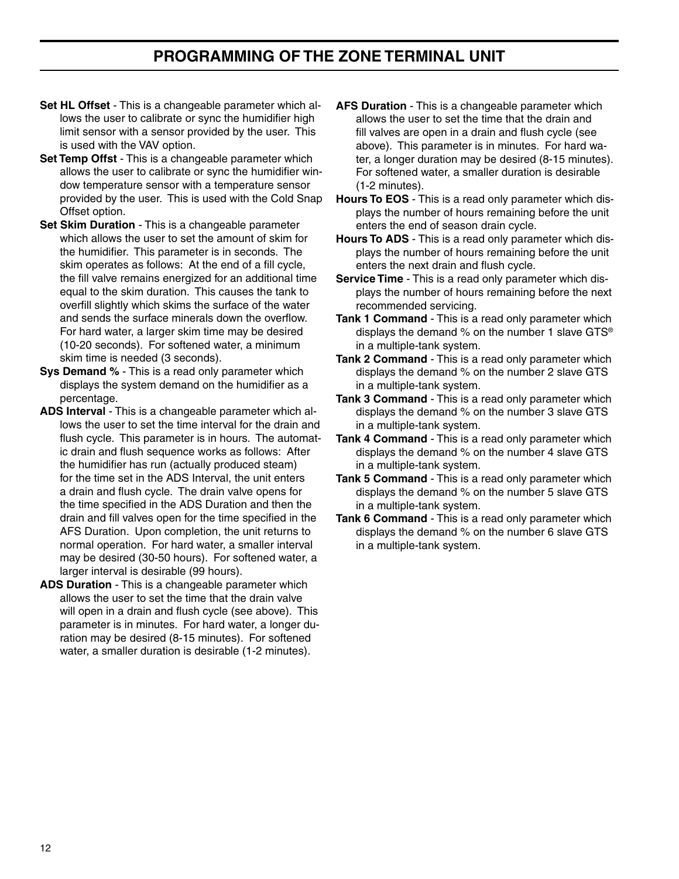## PROGRAMMING OF THE ZONE TERMINAL UNIT

**Set HL Offset** - This is a changeable parameter which allows the user to calibrate or sync the humidifier high limit sensor with a sensor provided by the user. This is used with the VAV option.

**Set Temp Offst** - This is a changeable parameter which allows the user to calibrate or sync the humidifier window temperature sensor with a temperature sensor provided by the user. This is used with the Cold Snap Offset option.

**Set Skim Duration** - This is a changeable parameter which allows the user to set the amount of skim for the humidifier. This parameter is in seconds. The skim operates as follows: At the end of a fill cycle, the fill valve remains energized for an additional time equal to the skim duration. This causes the tank to overfill slightly which skims the surface of the water and sends the surface minerals down the overflow. For hard water, a larger skim time may be desired (10-20 seconds). For softened water, a minimum skim time is needed (3 seconds).

**Sys Demand %** - This is a read only parameter which displays the system demand on the humidifier as a percentage.

**ADS Interval** - This is a changeable parameter which allows the user to set the time interval for the drain and flush cycle. This parameter is in hours. The automatic drain and flush sequence works as follows: After the humidifier has run (actually produced steam) for the time set in the ADS Interval, the unit enters a drain and flush cycle. The drain valve opens for the time specified in the ADS Duration and then the drain and fill valves open for the time specified in the AFS Duration. Upon completion, the unit returns to normal operation. For hard water, a smaller interval may be desired (30-50 hours). For softened water, a larger interval is desirable (99 hours).

**ADS Duration** - This is a changeable parameter which allows the user to set the time that the drain valve will open in a drain and flush cycle (see above). This parameter is in minutes. For hard water, a longer duration may be desired (8-15 minutes). For softened water, a smaller duration is desirable (1-2 minutes).

**AFS Duration** - This is a changeable parameter which allows the user to set the time that the drain and fill valves are open in a drain and flush cycle (see above). This parameter is in minutes. For hard water, a longer duration may be desired (8-15 minutes). For softened water, a smaller duration is desirable (1-2 minutes).

**Hours To EOS** - This is a read only parameter which displays the number of hours remaining before the unit enters the end of season drain cycle.

**Hours To ADS** - This is a read only parameter which displays the number of hours remaining before the unit enters the next drain and flush cycle.

**Service Time** - This is a read only parameter which displays the number of hours remaining before the next recommended servicing.

**Tank 1 Command** - This is a read only parameter which displays the demand % on the number 1 slave GTS® in a multiple-tank system.

**Tank 2 Command** - This is a read only parameter which displays the demand % on the number 2 slave GTS in a multiple-tank system.

**Tank 3 Command** - This is a read only parameter which displays the demand % on the number 3 slave GTS in a multiple-tank system.

**Tank 4 Command** - This is a read only parameter which displays the demand % on the number 4 slave GTS in a multiple-tank system.

**Tank 5 Command** - This is a read only parameter which displays the demand % on the number 5 slave GTS in a multiple-tank system.

**Tank 6 Command** - This is a read only parameter which displays the demand % on the number 6 slave GTS in a multiple-tank system.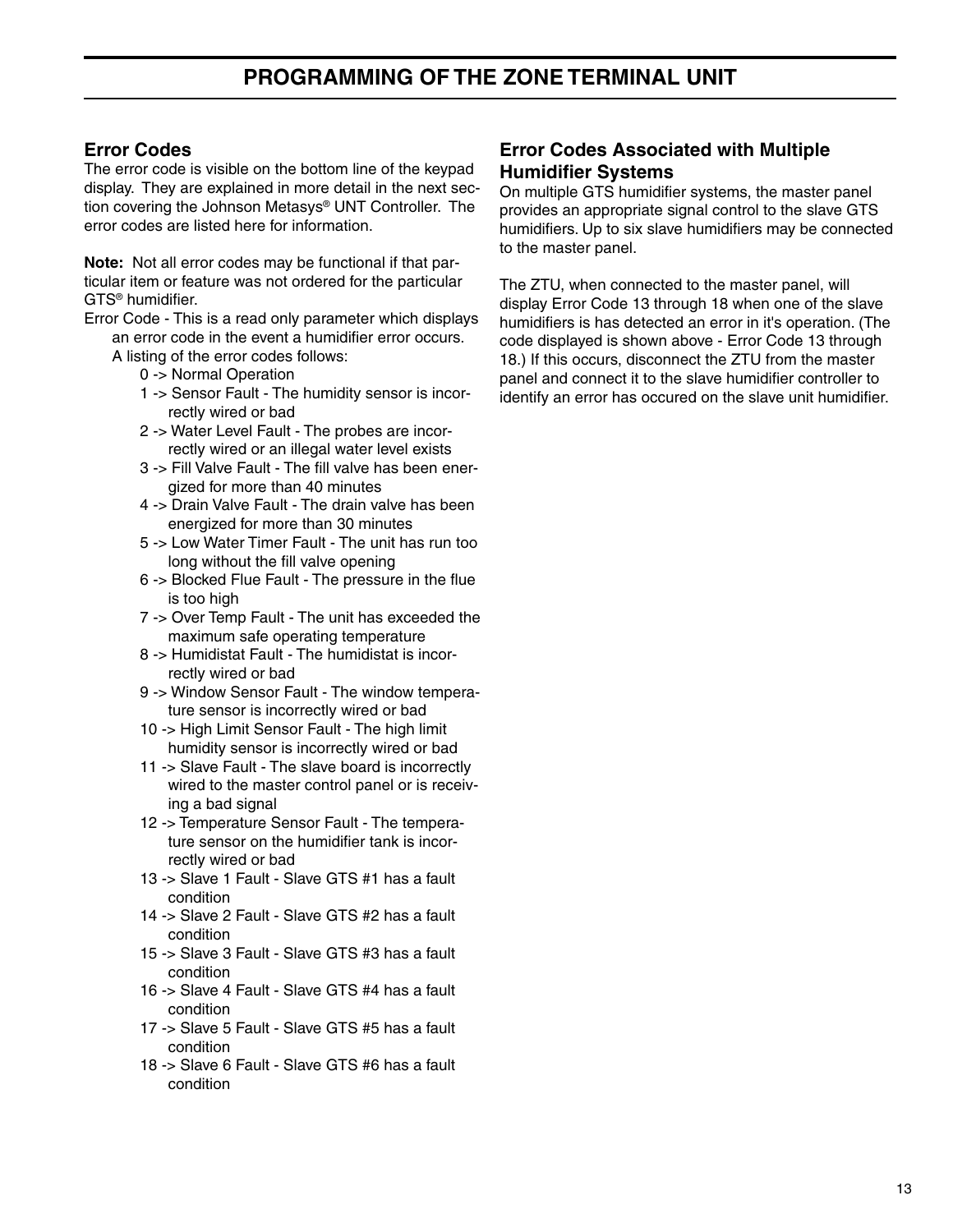# PROGRAMMING OF THE ZONE TERMINAL UNIT

## Error Codes

The error code is visible on the bottom line of the keypad display. They are explained in more detail in the next section covering the Johnson Metasys® UNT Controller. The error codes are listed here for information.

**Note:** Not all error codes may be functional if that particular item or feature was not ordered for the particular GTS® humidifier.

Error Code - This is a read only parameter which displays an error code in the event a humidifier error occurs. A listing of the error codes follows:

- 0 -> Normal Operation
- 1 -> Sensor Fault - The humidity sensor is incorrectly wired or bad
- 2 -> Water Level Fault - The probes are incorrectly wired or an illegal water level exists
- 3 -> Fill Valve Fault - The fill valve has been energized for more than 40 minutes
- 4 -> Drain Valve Fault - The drain valve has been energized for more than 30 minutes
- 5 -> Low Water Timer Fault - The unit has run too long without the fill valve opening
- 6 -> Blocked Flue Fault - The pressure in the flue is too high
- 7 -> Over Temp Fault - The unit has exceeded the maximum safe operating temperature
- 8 -> Humidistat Fault - The humidistat is incorrectly wired or bad
- 9 -> Window Sensor Fault - The window temperature sensor is incorrectly wired or bad
- 10 -> High Limit Sensor Fault - The high limit humidity sensor is incorrectly wired or bad
- 11 -> Slave Fault - The slave board is incorrectly wired to the master control panel or is receiving a bad signal
- 12 -> Temperature Sensor Fault - The temperature sensor on the humidifier tank is incorrectly wired or bad
- 13 -> Slave 1 Fault - Slave GTS #1 has a fault condition
- 14 -> Slave 2 Fault - Slave GTS #2 has a fault condition
- 15 -> Slave 3 Fault - Slave GTS #3 has a fault condition
- 16 -> Slave 4 Fault - Slave GTS #4 has a fault condition
- 17 -> Slave 5 Fault - Slave GTS #5 has a fault condition
- 18 -> Slave 6 Fault - Slave GTS #6 has a fault condition

## Error Codes Associated with Multiple Humidifier Systems

On multiple GTS humidifier systems, the master panel provides an appropriate signal control to the slave GTS humidifiers. Up to six slave humidifiers may be connected to the master panel.

The ZTU, when connected to the master panel, will display Error Code 13 through 18 when one of the slave humidifiers is has detected an error in it's operation. (The code displayed is shown above - Error Code 13 through 18.) If this occurs, disconnect the ZTU from the master panel and connect it to the slave humidifier controller to identify an error has occured on the slave unit humidifier.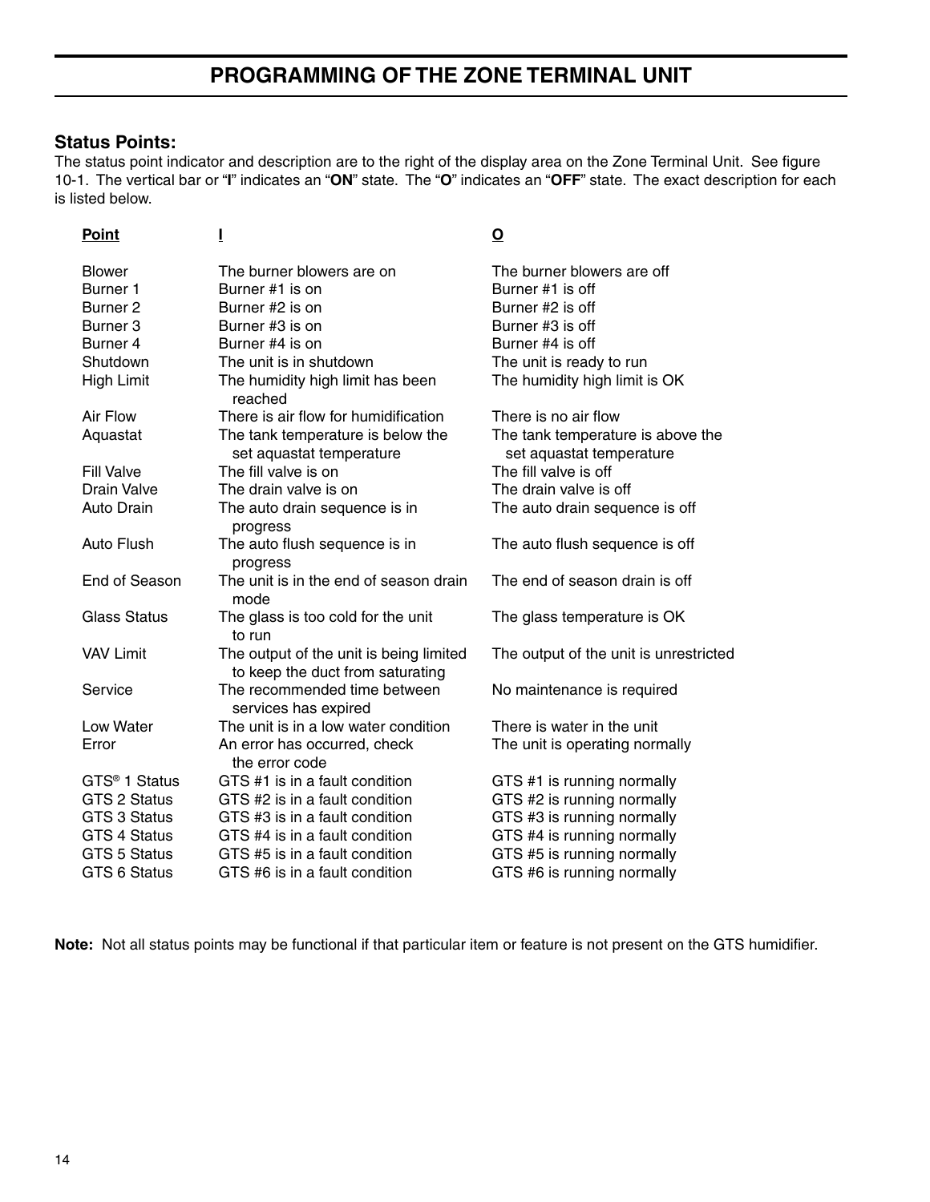# PROGRAMMING OF THE ZONE TERMINAL UNIT

## Status Points:

The status point indicator and description are to the right of the display area on the Zone Terminal Unit. See figure 10-1. The vertical bar or "**I**" indicates an "**ON**" state. The "**O**" indicates an "**OFF**" state. The exact description for each is listed below.

| Point | I | O |
|---|---|---|
| Blower | The burner blowers are on | The burner blowers are off |
| Burner 1 | Burner #1 is on | Burner #1 is off |
| Burner 2 | Burner #2 is on | Burner #2 is off |
| Burner 3 | Burner #3 is on | Burner #3 is off |
| Burner 4 | Burner #4 is on | Burner #4 is off |
| Shutdown | The unit is in shutdown | The unit is ready to run |
| High Limit | The humidity high limit has been reached | The humidity high limit is OK |
| Air Flow | There is air flow for humidification | There is no air flow |
| Aquastat | The tank temperature is below the set aquastat temperature | The tank temperature is above the set aquastat temperature |
| Fill Valve | The fill valve is on | The fill valve is off |
| Drain Valve | The drain valve is on | The drain valve is off |
| Auto Drain | The auto drain sequence is in progress | The auto drain sequence is off |
| Auto Flush | The auto flush sequence is in progress | The auto flush sequence is off |
| End of Season | The unit is in the end of season drain mode | The end of season drain is off |
| Glass Status | The glass is too cold for the unit to run | The glass temperature is OK |
| VAV Limit | The output of the unit is being limited to keep the duct from saturating | The output of the unit is unrestricted |
| Service | The recommended time between services has expired | No maintenance is required |
| Low Water | The unit is in a low water condition | There is water in the unit |
| Error | An error has occurred, check the error code | The unit is operating normally |
| GTS® 1 Status | GTS #1 is in a fault condition | GTS #1 is running normally |
| GTS 2 Status | GTS #2 is in a fault condition | GTS #2 is running normally |
| GTS 3 Status | GTS #3 is in a fault condition | GTS #3 is running normally |
| GTS 4 Status | GTS #4 is in a fault condition | GTS #4 is running normally |
| GTS 5 Status | GTS #5 is in a fault condition | GTS #5 is running normally |
| GTS 6 Status | GTS #6 is in a fault condition | GTS #6 is running normally |

**Note:** Not all status points may be functional if that particular item or feature is not present on the GTS humidifier.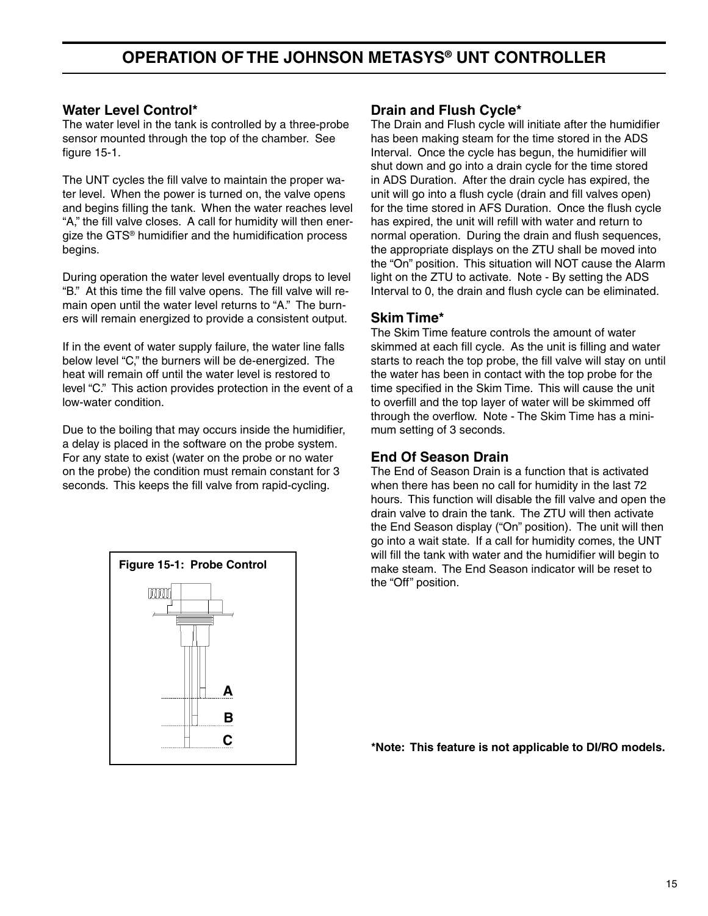# OPERATION OF THE JOHNSON METASYS® UNT CONTROLLER

## Water Level Control*

The water level in the tank is controlled by a three-probe sensor mounted through the top of the chamber. See figure 15-1.

The UNT cycles the fill valve to maintain the proper water level. When the power is turned on, the valve opens and begins filling the tank. When the water reaches level "A," the fill valve closes. A call for humidity will then energize the GTS® humidifier and the humidification process begins.

During operation the water level eventually drops to level "B." At this time the fill valve opens. The fill valve will remain open until the water level returns to "A." The burners will remain energized to provide a consistent output.

If in the event of water supply failure, the water line falls below level "C," the burners will be de-energized. The heat will remain off until the water level is restored to level "C." This action provides protection in the event of a low-water condition.

Due to the boiling that may occurs inside the humidifier, a delay is placed in the software on the probe system. For any state to exist (water on the probe or no water on the probe) the condition must remain constant for 3 seconds. This keeps the fill valve from rapid-cycling.

**Figure 15-1: Probe Control**

A

B

C

## Drain and Flush Cycle*

The Drain and Flush cycle will initiate after the humidifier has been making steam for the time stored in the ADS Interval. Once the cycle has begun, the humidifier will shut down and go into a drain cycle for the time stored in ADS Duration. After the drain cycle has expired, the unit will go into a flush cycle (drain and fill valves open) for the time stored in AFS Duration. Once the flush cycle has expired, the unit will refill with water and return to normal operation. During the drain and flush sequences, the appropriate displays on the ZTU shall be moved into the "On" position. This situation will NOT cause the Alarm light on the ZTU to activate. Note - By setting the ADS Interval to 0, the drain and flush cycle can be eliminated.

## Skim Time*

The Skim Time feature controls the amount of water skimmed at each fill cycle. As the unit is filling and water starts to reach the top probe, the fill valve will stay on until the water has been in contact with the top probe for the time specified in the Skim Time. This will cause the unit to overfill and the top layer of water will be skimmed off through the overflow. Note - The Skim Time has a minimum setting of 3 seconds.

## End Of Season Drain

The End of Season Drain is a function that is activated when there has been no call for humidity in the last 72 hours. This function will disable the fill valve and open the drain valve to drain the tank. The ZTU will then activate the End Season display ("On" position). The unit will then go into a wait state. If a call for humidity comes, the UNT will fill the tank with water and the humidifier will begin to make steam. The End Season indicator will be reset to the "Off" position.

**\*Note: This feature is not applicable to DI/RO models.**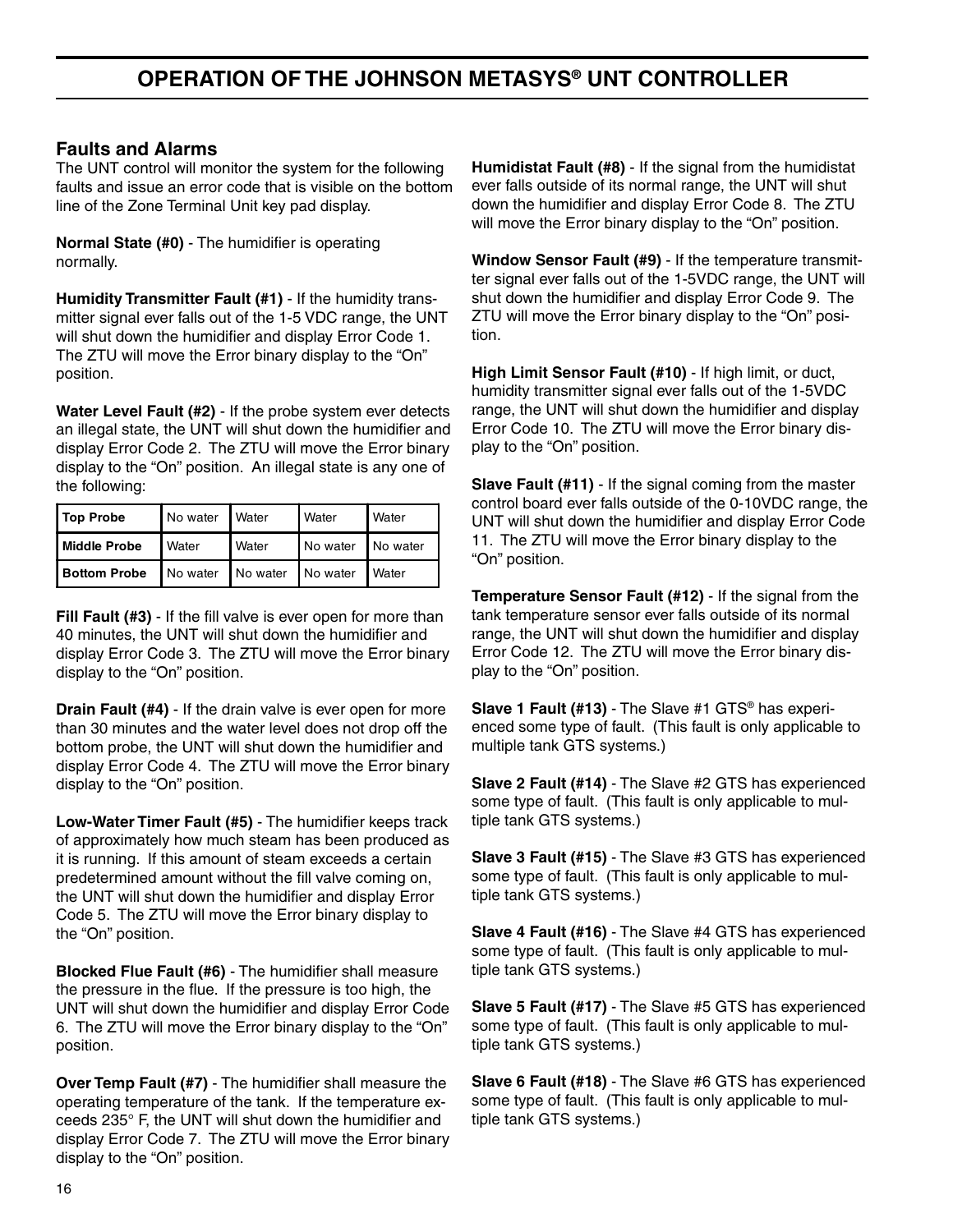# OPERATION OF THE JOHNSON METASYS® UNT CONTROLLER

## Faults and Alarms

The UNT control will monitor the system for the following faults and issue an error code that is visible on the bottom line of the Zone Terminal Unit key pad display.

**Normal State (#0)** - The humidifier is operating normally.

**Humidity Transmitter Fault (#1)** - If the humidity transmitter signal ever falls out of the 1-5 VDC range, the UNT will shut down the humidifier and display Error Code 1. The ZTU will move the Error binary display to the "On" position.

**Water Level Fault (#2)** - If the probe system ever detects an illegal state, the UNT will shut down the humidifier and display Error Code 2. The ZTU will move the Error binary display to the "On" position. An illegal state is any one of the following:

| Top Probe | No water | Water | Water | Water |
|---|---|---|---|---|
| Middle Probe | Water | Water | No water | No water |
| Bottom Probe | No water | No water | No water | Water |

**Fill Fault (#3)** - If the fill valve is ever open for more than 40 minutes, the UNT will shut down the humidifier and display Error Code 3. The ZTU will move the Error binary display to the "On" position.

**Drain Fault (#4)** - If the drain valve is ever open for more than 30 minutes and the water level does not drop off the bottom probe, the UNT will shut down the humidifier and display Error Code 4. The ZTU will move the Error binary display to the "On" position.

**Low-Water Timer Fault (#5)** - The humidifier keeps track of approximately how much steam has been produced as it is running. If this amount of steam exceeds a certain predetermined amount without the fill valve coming on, the UNT will shut down the humidifier and display Error Code 5. The ZTU will move the Error binary display to the "On" position.

**Blocked Flue Fault (#6)** - The humidifier shall measure the pressure in the flue. If the pressure is too high, the UNT will shut down the humidifier and display Error Code 6. The ZTU will move the Error binary display to the "On" position.

**Over Temp Fault (#7)** - The humidifier shall measure the operating temperature of the tank. If the temperature exceeds 235° F, the UNT will shut down the humidifier and display Error Code 7. The ZTU will move the Error binary display to the "On" position.

**Humidistat Fault (#8)** - If the signal from the humidistat ever falls outside of its normal range, the UNT will shut down the humidifier and display Error Code 8. The ZTU will move the Error binary display to the "On" position.

**Window Sensor Fault (#9)** - If the temperature transmitter signal ever falls out of the 1-5VDC range, the UNT will shut down the humidifier and display Error Code 9. The ZTU will move the Error binary display to the "On" position.

**High Limit Sensor Fault (#10)** - If high limit, or duct, humidity transmitter signal ever falls out of the 1-5VDC range, the UNT will shut down the humidifier and display Error Code 10. The ZTU will move the Error binary display to the "On" position.

**Slave Fault (#11)** - If the signal coming from the master control board ever falls outside of the 0-10VDC range, the UNT will shut down the humidifier and display Error Code 11. The ZTU will move the Error binary display to the "On" position.

**Temperature Sensor Fault (#12)** - If the signal from the tank temperature sensor ever falls outside of its normal range, the UNT will shut down the humidifier and display Error Code 12. The ZTU will move the Error binary display to the "On" position.

**Slave 1 Fault (#13)** - The Slave #1 GTS® has experienced some type of fault. (This fault is only applicable to multiple tank GTS systems.)

**Slave 2 Fault (#14)** - The Slave #2 GTS has experienced some type of fault. (This fault is only applicable to multiple tank GTS systems.)

**Slave 3 Fault (#15)** - The Slave #3 GTS has experienced some type of fault. (This fault is only applicable to multiple tank GTS systems.)

**Slave 4 Fault (#16)** - The Slave #4 GTS has experienced some type of fault. (This fault is only applicable to multiple tank GTS systems.)

**Slave 5 Fault (#17)** - The Slave #5 GTS has experienced some type of fault. (This fault is only applicable to multiple tank GTS systems.)

**Slave 6 Fault (#18)** - The Slave #6 GTS has experienced some type of fault. (This fault is only applicable to multiple tank GTS systems.)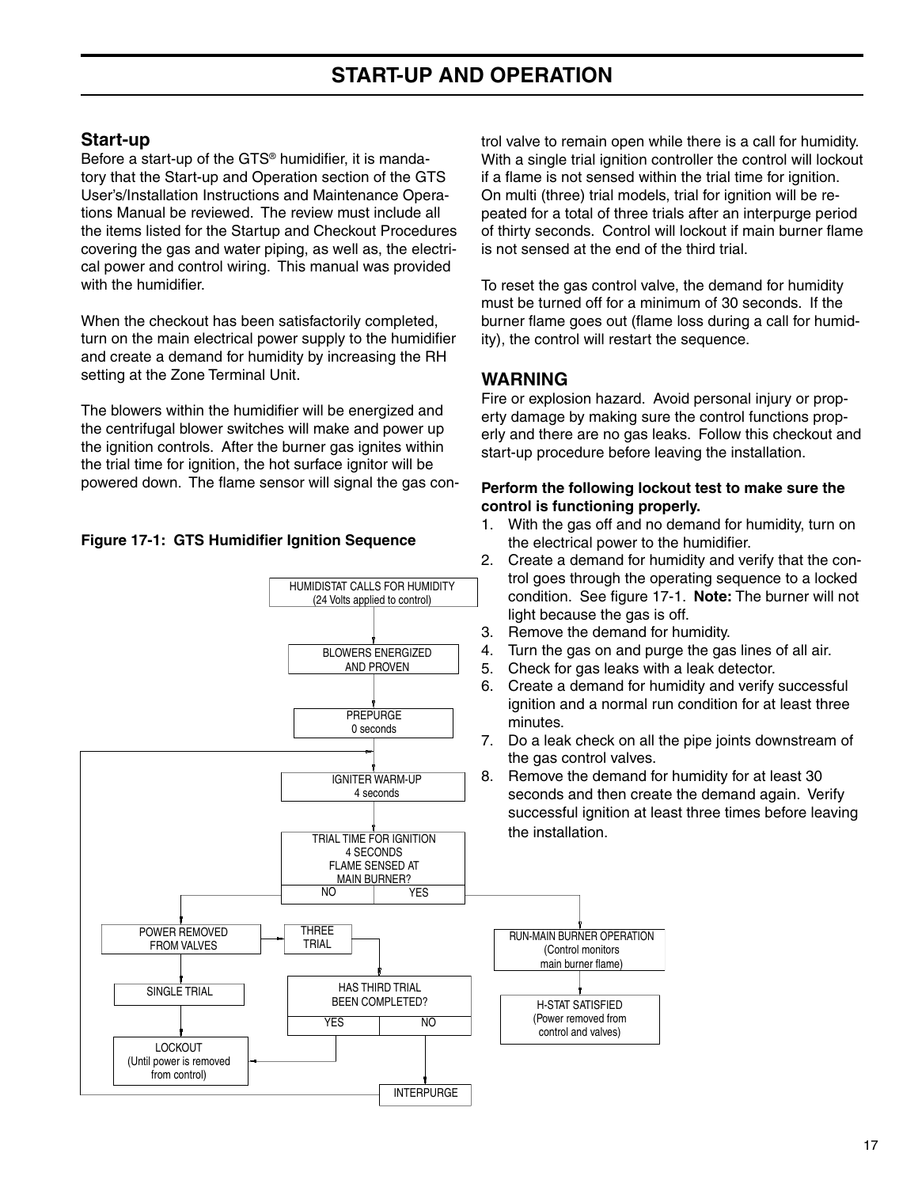# START-UP AND OPERATION

## Start-up

Before a start-up of the GTS® humidifier, it is mandatory that the Start-up and Operation section of the GTS User's/Installation Instructions and Maintenance Operations Manual be reviewed. The review must include all the items listed for the Startup and Checkout Procedures covering the gas and water piping, as well as, the electrical power and control wiring. This manual was provided with the humidifier.

When the checkout has been satisfactorily completed, turn on the main electrical power supply to the humidifier and create a demand for humidity by increasing the RH setting at the Zone Terminal Unit.

The blowers within the humidifier will be energized and the centrifugal blower switches will make and power up the ignition controls. After the burner gas ignites within the trial time for ignition, the hot surface ignitor will be powered down. The flame sensor will signal the gas control valve to remain open while there is a call for humidity. With a single trial ignition controller the control will lockout if a flame is not sensed within the trial time for ignition. On multi (three) trial models, trial for ignition will be repeated for a total of three trials after an interpurge period of thirty seconds. Control will lockout if main burner flame is not sensed at the end of the third trial.

To reset the gas control valve, the demand for humidity must be turned off for a minimum of 30 seconds. If the burner flame goes out (flame loss during a call for humidity), the control will restart the sequence.

**Figure 17-1: GTS Humidifier Ignition Sequence**

- HUMIDISTAT CALLS FOR HUMIDITY (24 Volts applied to control)
- BLOWERS ENERGIZED AND PROVEN
- PREPURGE 0 seconds
- IGNITER WARM-UP 4 seconds
- TRIAL TIME FOR IGNITION 4 SECONDS FLAME SENSED AT MAIN BURNER?
  - NO → POWER REMOVED FROM VALVES
    - SINGLE TRIAL → LOCKOUT (Until power is removed from control)
    - THREE TRIAL → HAS THIRD TRIAL BEEN COMPLETED?
      - YES → LOCKOUT (Until power is removed from control)
      - NO → INTERPURGE → IGNITER WARM-UP
  - YES → RUN-MAIN BURNER OPERATION (Control monitors main burner flame) → H-STAT SATISFIED (Power removed from control and valves)

## WARNING

Fire or explosion hazard. Avoid personal injury or property damage by making sure the control functions properly and there are no gas leaks. Follow this checkout and start-up procedure before leaving the installation.

**Perform the following lockout test to make sure the control is functioning properly.**

1. With the gas off and no demand for humidity, turn on the electrical power to the humidifier.
2. Create a demand for humidity and verify that the control goes through the operating sequence to a locked condition. See figure 17-1. **Note:** The burner will not light because the gas is off.
3. Remove the demand for humidity.
4. Turn the gas on and purge the gas lines of all air.
5. Check for gas leaks with a leak detector.
6. Create a demand for humidity and verify successful ignition and a normal run condition for at least three minutes.
7. Do a leak check on all the pipe joints downstream of the gas control valves.
8. Remove the demand for humidity for at least 30 seconds and then create the demand again. Verify successful ignition at least three times before leaving the installation.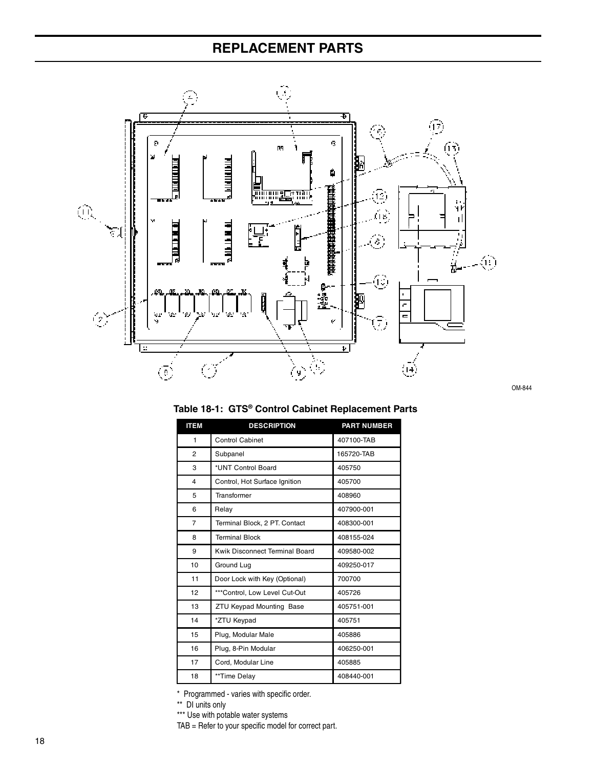# REPLACEMENT PARTS

OM-844

**Table 18-1: GTS® Control Cabinet Replacement Parts**

| ITEM | DESCRIPTION | PART NUMBER |
|---|---|---|
| 1 | Control Cabinet | 407100-TAB |
| 2 | Subpanel | 165720-TAB |
| 3 | *UNT Control Board | 405750 |
| 4 | Control, Hot Surface Ignition | 405700 |
| 5 | Transformer | 408960 |
| 6 | Relay | 407900-001 |
| 7 | Terminal Block, 2 PT. Contact | 408300-001 |
| 8 | Terminal Block | 408155-024 |
| 9 | Kwik Disconnect Terminal Board | 409580-002 |
| 10 | Ground Lug | 409250-017 |
| 11 | Door Lock with Key (Optional) | 700700 |
| 12 | ***Control, Low Level Cut-Out | 405726 |
| 13 | ZTU Keypad Mounting Base | 405751-001 |
| 14 | *ZTU Keypad | 405751 |
| 15 | Plug, Modular Male | 405886 |
| 16 | Plug, 8-Pin Modular | 406250-001 |
| 17 | Cord, Modular Line | 405885 |
| 18 | **Time Delay | 408440-001 |

\* Programmed - varies with specific order.

** DI units only

*** Use with potable water systems

TAB = Refer to your specific model for correct part.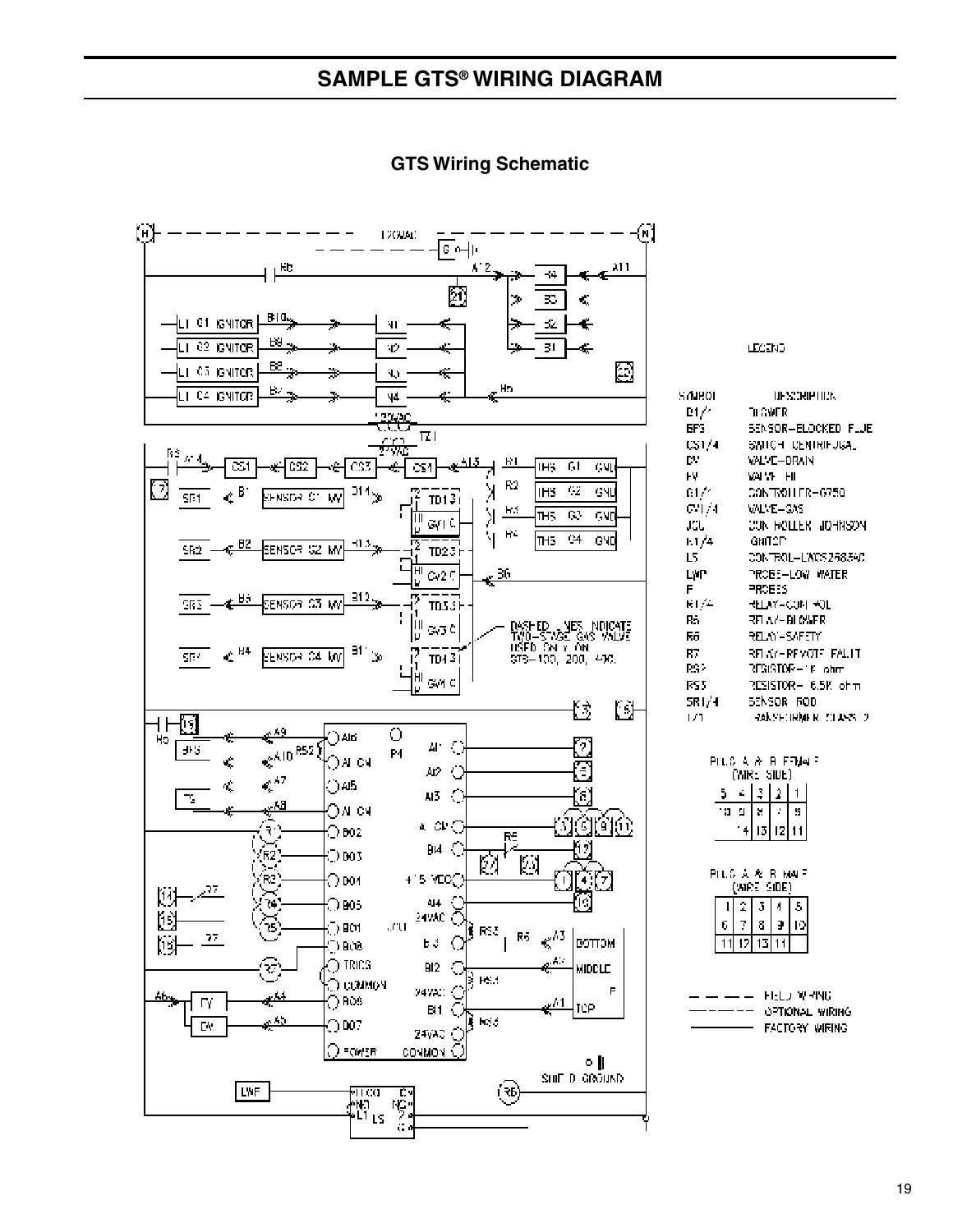# SAMPLE GTS® WIRING DIAGRAM

## GTS Wiring Schematic

LEGEND

| SYMBOL | DESCRIPTION |
|---|---|
| B1/4 | BLOWER |
| BFS | SENSOR-BLOCKED FLUE |
| CS1/4 | SWITCH CENTRIFUGAL |
| DV | VALVE-DRAIN |
| FV | VALVE-FILL |
| G1/4 | CONTROLLER-G750 |
| GV1/4 | VALVE-GAS |
| JCC | CONTROLLER JOHNSON |
| N1/4 | IGNITOR |
| LS | CONTROL-LWCS258340 |
| LWP | PROBE-LOW WATER |
| P | PROBES |
| R1/4 | RELAY-CONTROL |
| R5 | RELAY-BLOWER |
| R6 | RELAY-SAFETY |
| R7 | RELAY-REMOTE FAULT |
| RS2 | RESISTOR-1K ohm |
| RS3 | RESISTOR- 6.5K ohm |
| SR1/4 | SENSOR ROD |
| TZ1 | TRANSFORMER CLASS 2 |

PLUG A & B FEMALE (WIRE SIDE)

| 5 | 4 | 3 | 2 | 1 |
|---|---|---|---|---|
| 10 | 9 | 8 | 7 | 6 |
| | 14 | 13 | 12 | 11 |

PLUG A & B MALE (WIRE SIDE)

| 1 | 2 | 3 | 4 | 5 |
|---|---|---|---|---|
| 6 | 7 | 8 | 9 | 10 |
| 11 | 12 | 13 | 14 | |

— — — — FIELD WIRING
------------ OPTIONAL WIRING
———— FACTORY WIRING

DASHED LINES INDICATE TWO-STAGE GAS VALVE USED ONLY ON GTS-100, 200, 400.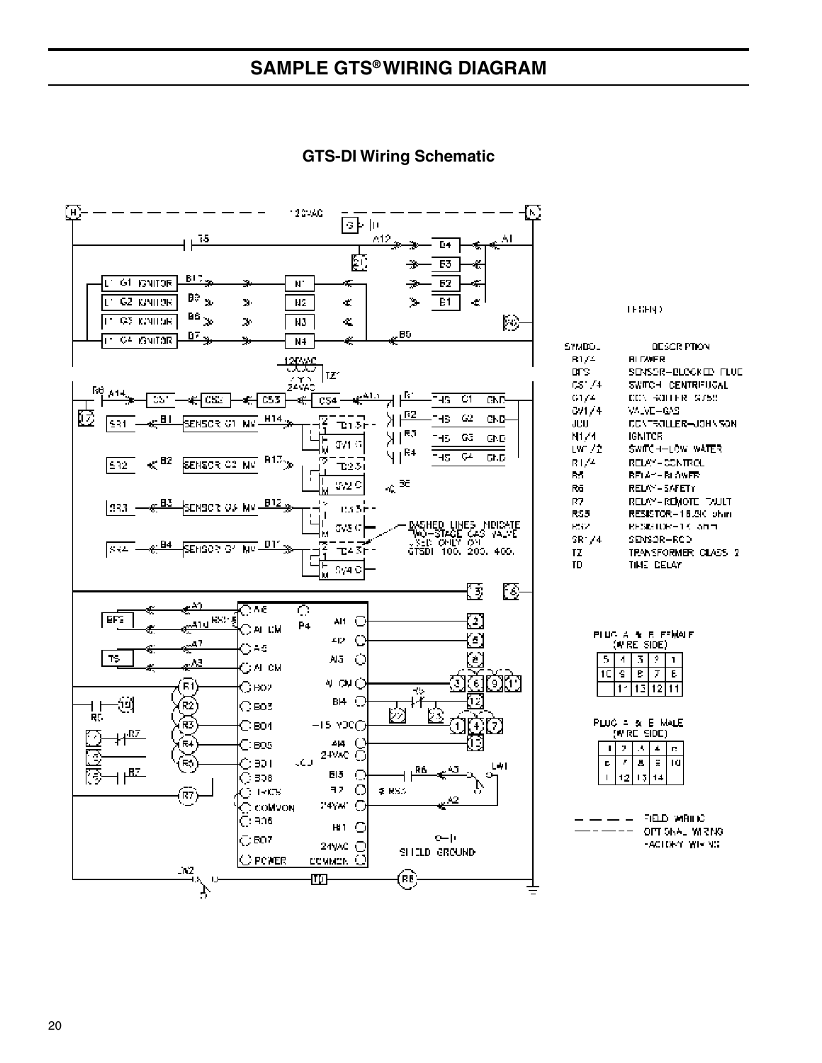# SAMPLE GTS® WIRING DIAGRAM

## GTS-DI Wiring Schematic

LEGEND

| SYMBOL | DESCRIPTION |
|---|---|
| B1/4 | BLOWER |
| BFS | SENSOR-BLOCKED FLUE |
| CS1/4 | SWITCH CENTRIFUGAL |
| G1/4 | CONTROLLER G780 |
| GV1/4 | VALVE-GAS |
| JCU | CONTROLLER-JOHNSON |
| N1/4 | IGNITOR |
| LW1/2 | SWITCH-LOW WATER |
| R1/4 | RELAY-CONTROL |
| R5 | RELAY-BLOWER |
| R6 | RELAY-SAFETY |
| R7 | RELAY-REMOTE FAULT |
| RS5 | RESISTOR-16.5K ohm |
| RS7 | RESISTOR-1K ohm |
| SR1/4 | SENSOR-ROD |
| TZ | TRANSFORMER CLASS 2 |
| TD | TIME DELAY |

PLUG A & B FEMALE (WIRE SIDE)

| 5 | 4 | 3 | 2 | 1 |
|---|---|---|---|---|
| 10 | 9 | 8 | 7 | 6 |
| | 14 | 13 | 12 | 11 |

PLUG A & B MALE (WIRE SIDE)

| 1 | 2 | 3 | 4 | 5 |
|---|---|---|---|---|
| 6 | 7 | 8 | 9 | 10 |
| 11 | 12 | 13 | 14 | |

- - - - FIELD WIRING
— - — - OPTIONAL WIRING
——— FACTORY WIRING

DASHED LINES INDICATE TWO-STAGE GAS VALVE USED ONLY ON GTSDI 100, 200, 400.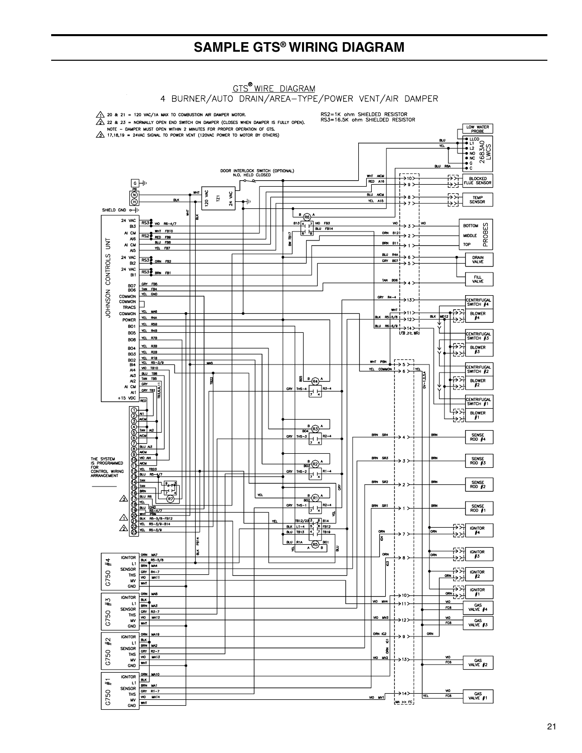# SAMPLE GTS® WIRING DIAGRAM

GTS® WIRE DIAGRAM

4 BURNER/AUTO DRAIN/AREA-TYPE/POWER VENT/AIR DAMPER

1. 20 & 21 = 120 VAC/1A MAX TO COMBUSTION AIR DAMPER MOTOR.
2. 22 & 23 = NORMALLY OPEN END SWITCH ON DAMPER (CLOSES WHEN DAMPER IS FULLY OPEN). NOTE – DAMPER MUST OPEN WITHIN 2 MINUTES FOR PROPER OPERATION OF GTS.
3. 17,18,19 = 24VAC SIGNAL TO POWER VENT (120VAC POWER TO MOTOR BY OTHERS)

RS2=1K ohm SHIELDED RESISTOR
RS3=16.5K ohm SHIELDED RESISTOR

THE SYSTEM IS PROGRAMMED FOR CONTROL WIRING ARRANGEMENT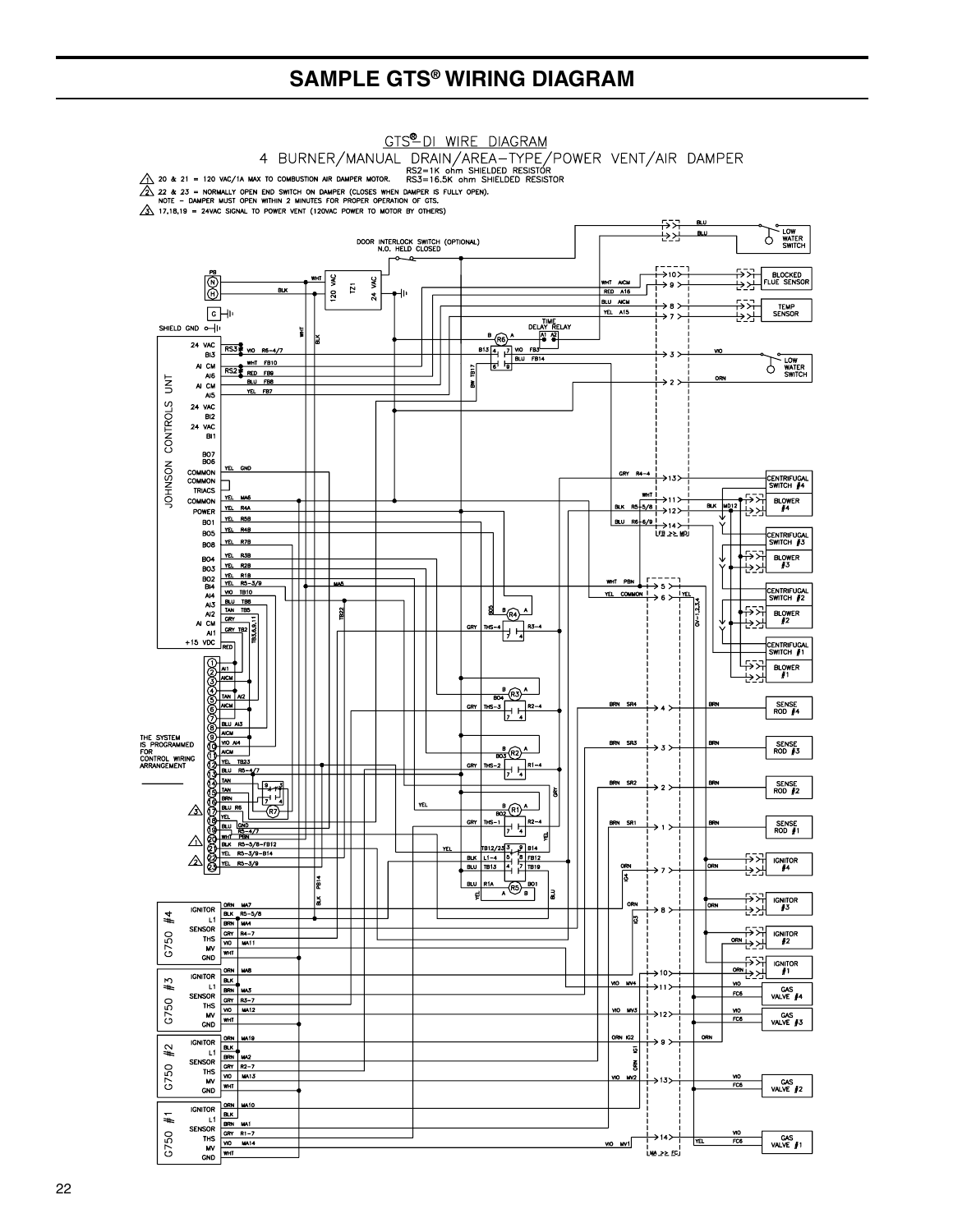# SAMPLE GTS® WIRING DIAGRAM

GTS®-DI WIRE DIAGRAM

4 BURNER/MANUAL DRAIN/AREA-TYPE/POWER VENT/AIR DAMPER

RS2=1K ohm SHIELDED RESISTOR
RS3=16.5K ohm SHIELDED RESISTOR

1. 20 & 21 = 120 VAC/1A MAX TO COMBUSTION AIR DAMPER MOTOR.
2. 22 & 23 = NORMALLY OPEN END SWITCH ON DAMPER (CLOSES WHEN DAMPER IS FULLY OPEN).
   NOTE - DAMPER MUST OPEN WITHIN 2 MINUTES FOR PROPER OPERATION OF GTS.
3. 17,18,19 = 24VAC SIGNAL TO POWER VENT (120VAC POWER TO MOTOR BY OTHERS)

THE SYSTEM IS PROGRAMMED FOR CONTROL WIRING ARRANGEMENT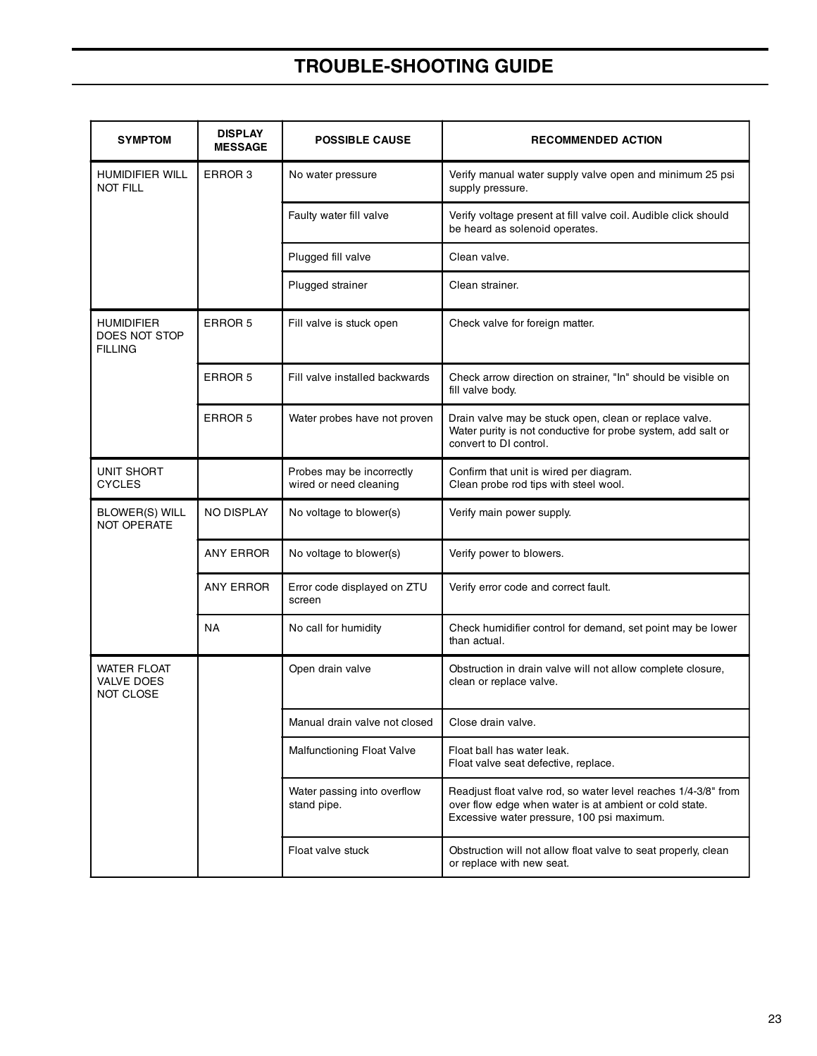# TROUBLE-SHOOTING GUIDE

| SYMPTOM | DISPLAY MESSAGE | POSSIBLE CAUSE | RECOMMENDED ACTION |
|---|---|---|---|
| HUMIDIFIER WILL NOT FILL | ERROR 3 | No water pressure | Verify manual water supply valve open and minimum 25 psi supply pressure. |
| | | Faulty water fill valve | Verify voltage present at fill valve coil. Audible click should be heard as solenoid operates. |
| | | Plugged fill valve | Clean valve. |
| | | Plugged strainer | Clean strainer. |
| HUMIDIFIER DOES NOT STOP FILLING | ERROR 5 | Fill valve is stuck open | Check valve for foreign matter. |
| | ERROR 5 | Fill valve installed backwards | Check arrow direction on strainer, "In" should be visible on fill valve body. |
| | ERROR 5 | Water probes have not proven | Drain valve may be stuck open, clean or replace valve. Water purity is not conductive for probe system, add salt or convert to DI control. |
| UNIT SHORT CYCLES | | Probes may be incorrectly wired or need cleaning | Confirm that unit is wired per diagram. Clean probe rod tips with steel wool. |
| BLOWER(S) WILL NOT OPERATE | NO DISPLAY | No voltage to blower(s) | Verify main power supply. |
| | ANY ERROR | No voltage to blower(s) | Verify power to blowers. |
| | ANY ERROR | Error code displayed on ZTU screen | Verify error code and correct fault. |
| | NA | No call for humidity | Check humidifier control for demand, set point may be lower than actual. |
| WATER FLOAT VALVE DOES NOT CLOSE | | Open drain valve | Obstruction in drain valve will not allow complete closure, clean or replace valve. |
| | | Manual drain valve not closed | Close drain valve. |
| | | Malfunctioning Float Valve | Float ball has water leak. Float valve seat defective, replace. |
| | | Water passing into overflow stand pipe. | Readjust float valve rod, so water level reaches 1/4-3/8" from over flow edge when water is at ambient or cold state. Excessive water pressure, 100 psi maximum. |
| | | Float valve stuck | Obstruction will not allow float valve to seat properly, clean or replace with new seat. |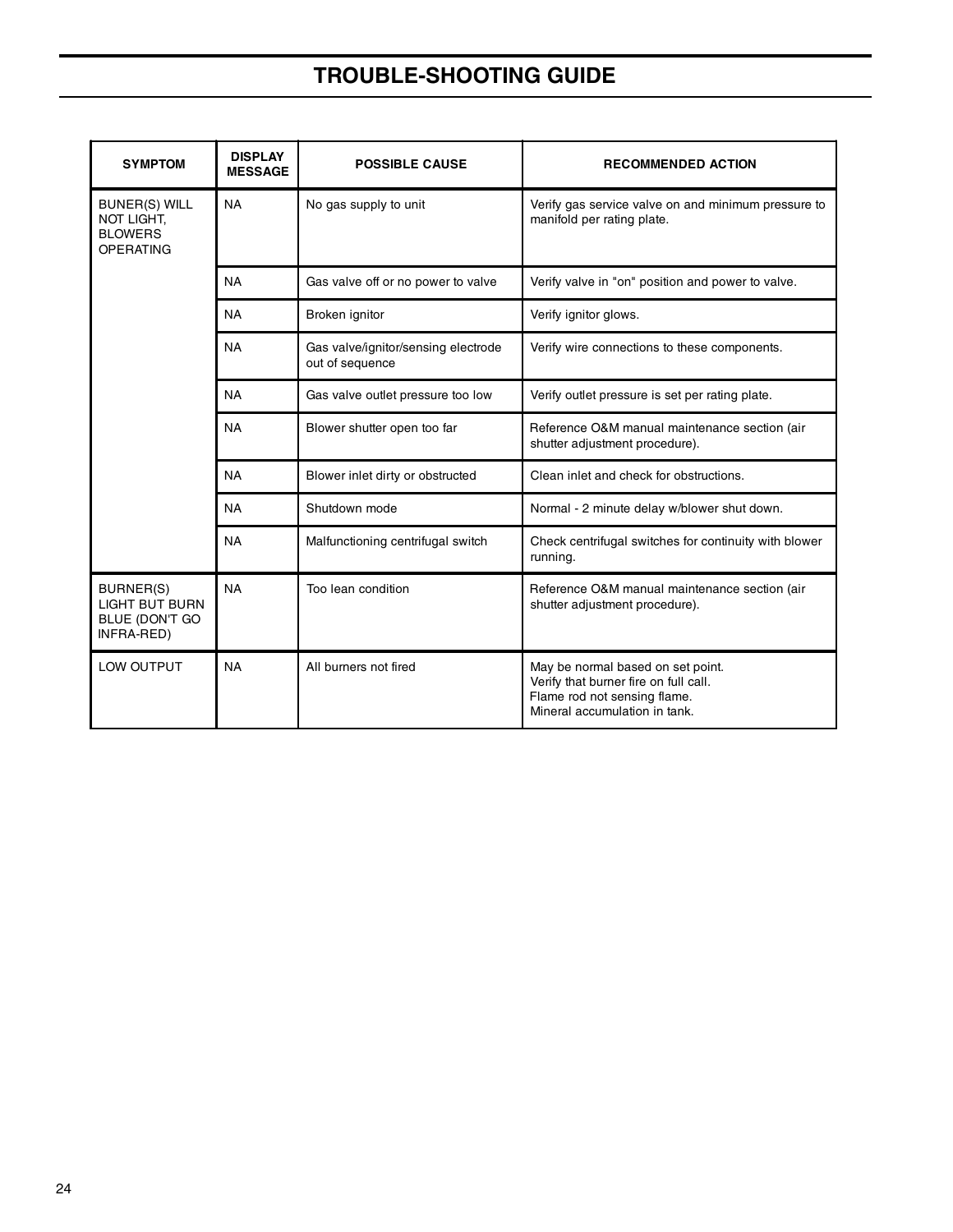# TROUBLE-SHOOTING GUIDE

| SYMPTOM | DISPLAY MESSAGE | POSSIBLE CAUSE | RECOMMENDED ACTION |
|---|---|---|---|
| BUNER(S) WILL NOT LIGHT, BLOWERS OPERATING | NA | No gas supply to unit | Verify gas service valve on and minimum pressure to manifold per rating plate. |
| | NA | Gas valve off or no power to valve | Verify valve in "on" position and power to valve. |
| | NA | Broken ignitor | Verify ignitor glows. |
| | NA | Gas valve/ignitor/sensing electrode out of sequence | Verify wire connections to these components. |
| | NA | Gas valve outlet pressure too low | Verify outlet pressure is set per rating plate. |
| | NA | Blower shutter open too far | Reference O&M manual maintenance section (air shutter adjustment procedure). |
| | NA | Blower inlet dirty or obstructed | Clean inlet and check for obstructions. |
| | NA | Shutdown mode | Normal - 2 minute delay w/blower shut down. |
| | NA | Malfunctioning centrifugal switch | Check centrifugal switches for continuity with blower running. |
| BURNER(S) LIGHT BUT BURN BLUE (DON'T GO INFRA-RED) | NA | Too lean condition | Reference O&M manual maintenance section (air shutter adjustment procedure). |
| LOW OUTPUT | NA | All burners not fired | May be normal based on set point.<br>Verify that burner fire on full call.<br>Flame rod not sensing flame.<br>Mineral accumulation in tank. |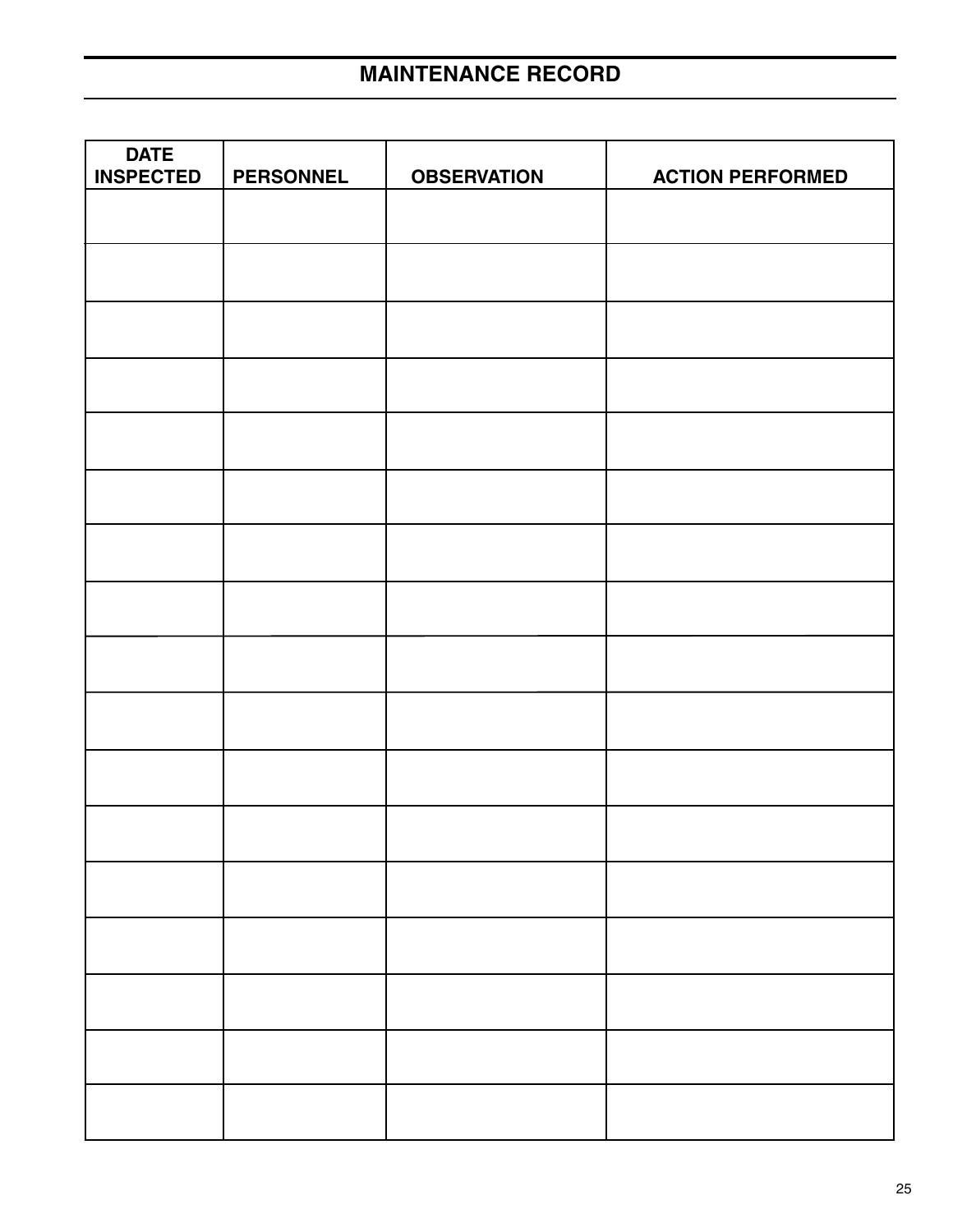# MAINTENANCE RECORD

| DATE INSPECTED | PERSONNEL | OBSERVATION | ACTION PERFORMED |
|---|---|---|---|
| | | | |
| | | | |
| | | | |
| | | | |
| | | | |
| | | | |
| | | | |
| | | | |
| | | | |
| | | | |
| | | | |
| | | | |
| | | | |
| | | | |
| | | | |
| | | | |
| | | | |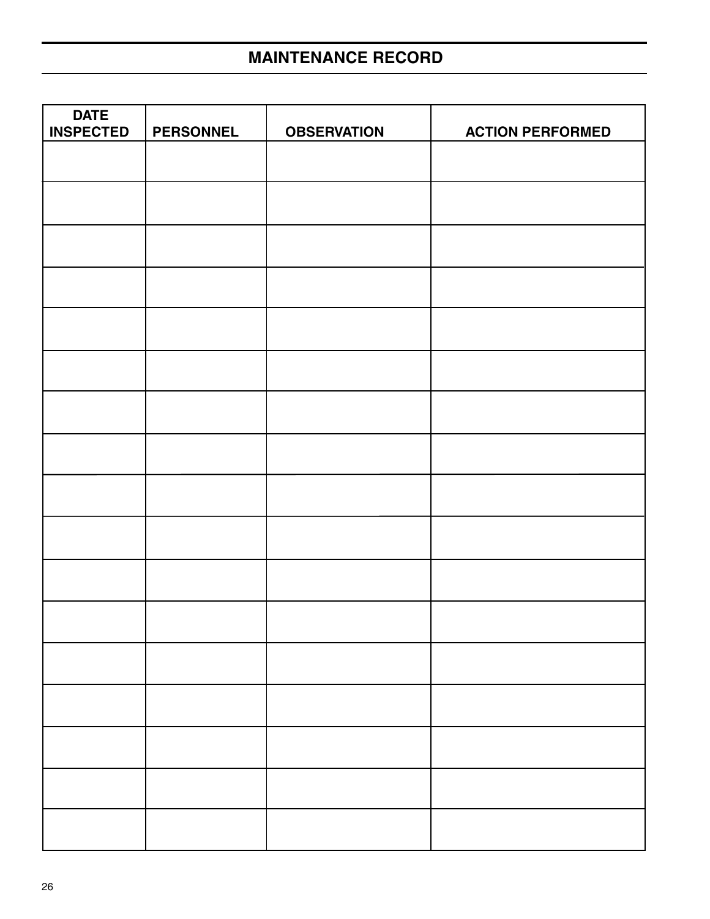## MAINTENANCE RECORD

| DATE INSPECTED | PERSONNEL | OBSERVATION | ACTION PERFORMED |
|---|---|---|---|
| | | | |
| | | | |
| | | | |
| | | | |
| | | | |
| | | | |
| | | | |
| | | | |
| | | | |
| | | | |
| | | | |
| | | | |
| | | | |
| | | | |
| | | | |
| | | | |
| | | | |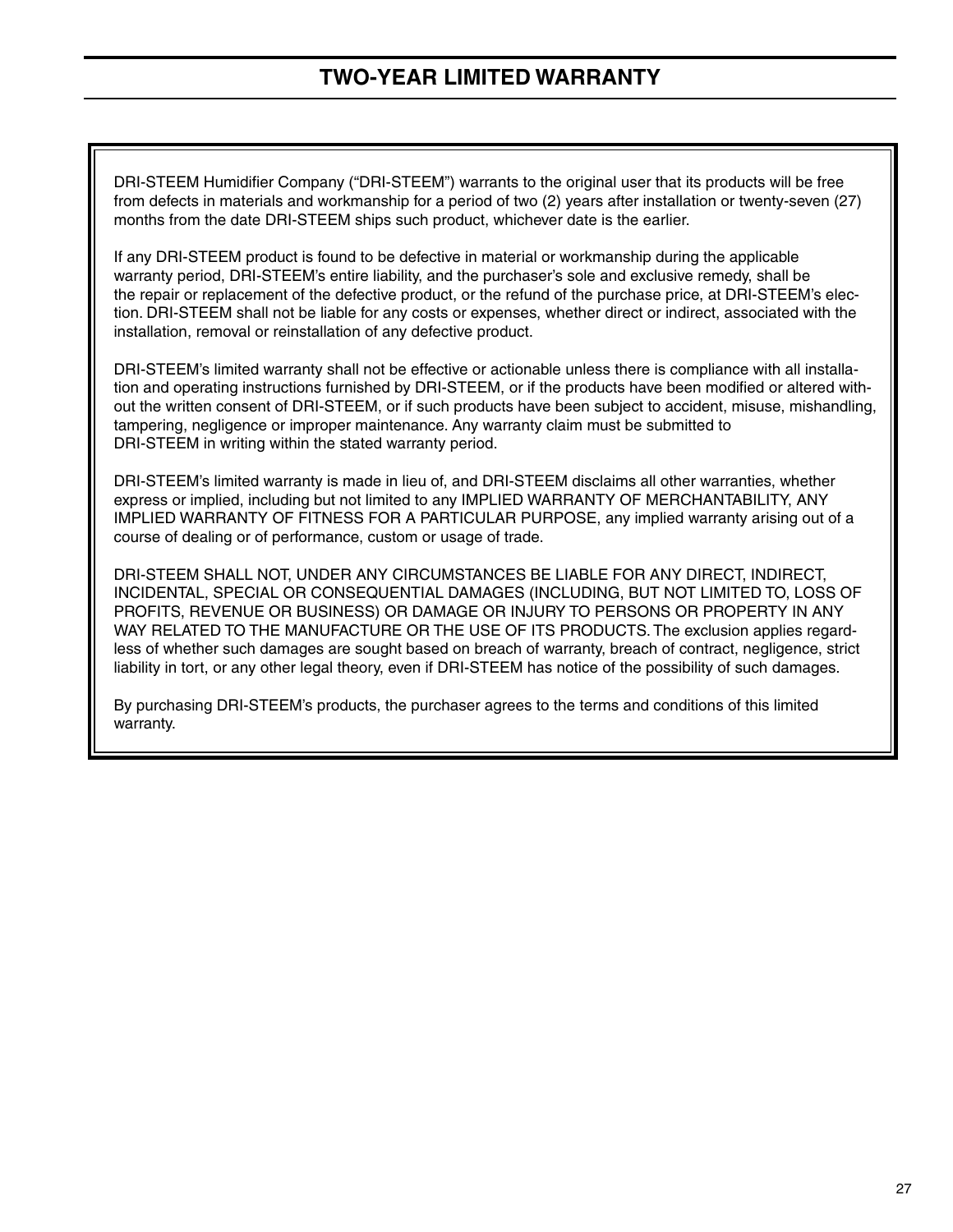# TWO-YEAR LIMITED WARRANTY

DRI-STEEM Humidifier Company ("DRI-STEEM") warrants to the original user that its products will be free from defects in materials and workmanship for a period of two (2) years after installation or twenty-seven (27) months from the date DRI-STEEM ships such product, whichever date is the earlier.

If any DRI-STEEM product is found to be defective in material or workmanship during the applicable warranty period, DRI-STEEM's entire liability, and the purchaser's sole and exclusive remedy, shall be the repair or replacement of the defective product, or the refund of the purchase price, at DRI-STEEM's election. DRI-STEEM shall not be liable for any costs or expenses, whether direct or indirect, associated with the installation, removal or reinstallation of any defective product.

DRI-STEEM's limited warranty shall not be effective or actionable unless there is compliance with all installation and operating instructions furnished by DRI-STEEM, or if the products have been modified or altered without the written consent of DRI-STEEM, or if such products have been subject to accident, misuse, mishandling, tampering, negligence or improper maintenance. Any warranty claim must be submitted to DRI-STEEM in writing within the stated warranty period.

DRI-STEEM's limited warranty is made in lieu of, and DRI-STEEM disclaims all other warranties, whether express or implied, including but not limited to any IMPLIED WARRANTY OF MERCHANTABILITY, ANY IMPLIED WARRANTY OF FITNESS FOR A PARTICULAR PURPOSE, any implied warranty arising out of a course of dealing or of performance, custom or usage of trade.

DRI-STEEM SHALL NOT, UNDER ANY CIRCUMSTANCES BE LIABLE FOR ANY DIRECT, INDIRECT, INCIDENTAL, SPECIAL OR CONSEQUENTIAL DAMAGES (INCLUDING, BUT NOT LIMITED TO, LOSS OF PROFITS, REVENUE OR BUSINESS) OR DAMAGE OR INJURY TO PERSONS OR PROPERTY IN ANY WAY RELATED TO THE MANUFACTURE OR THE USE OF ITS PRODUCTS. The exclusion applies regardless of whether such damages are sought based on breach of warranty, breach of contract, negligence, strict liability in tort, or any other legal theory, even if DRI-STEEM has notice of the possibility of such damages.

By purchasing DRI-STEEM's products, the purchaser agrees to the terms and conditions of this limited warranty.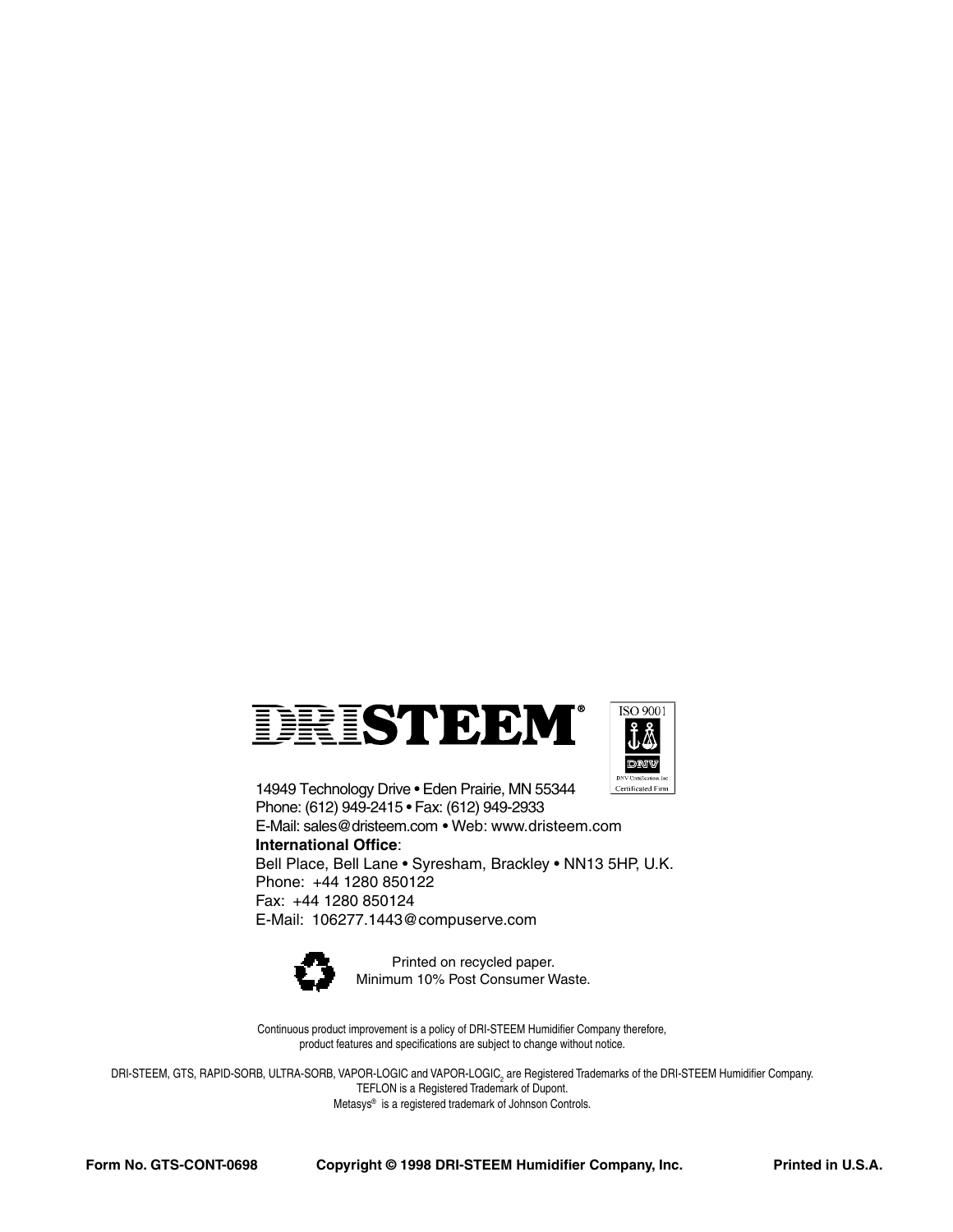**DRISTEEM**®

ISO 9001
DNV
DNV Certification, Inc.
Certificated Firm

14949 Technology Drive • Eden Prairie, MN 55344
Phone: (612) 949-2415 • Fax: (612) 949-2933
E-Mail: sales@dristeem.com • Web: www.dristeem.com
**International Office**:
Bell Place, Bell Lane • Syresham, Brackley • NN13 5HP, U.K.
Phone: +44 1280 850122
Fax: +44 1280 850124
E-Mail: 106277.1443@compuserve.com

Printed on recycled paper.
Minimum 10% Post Consumer Waste.

Continuous product improvement is a policy of DRI-STEEM Humidifier Company therefore, product features and specifications are subject to change without notice.

DRI-STEEM, GTS, RAPID-SORB, ULTRA-SORB, VAPOR-LOGIC and VAPOR-LOGIC$_2$ are Registered Trademarks of the DRI-STEEM Humidifier Company.
TEFLON is a Registered Trademark of Dupont.
Metasys® is a registered trademark of Johnson Controls.

**Form No. GTS-CONT-0698** **Copyright © 1998 DRI-STEEM Humidifier Company, Inc.** **Printed in U.S.A.**